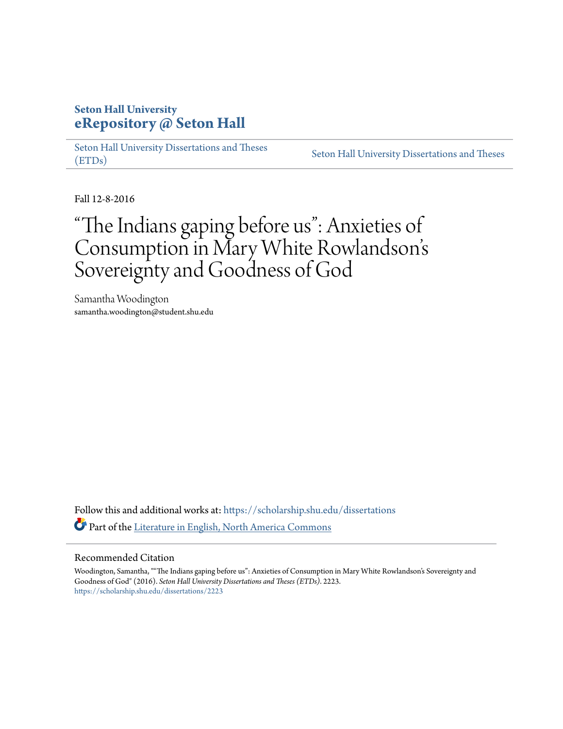**Seton Hall University**
**eRepository @ Seton Hall**

Seton Hall University Dissertations and Theses (ETDs) | Seton Hall University Dissertations and Theses

Fall 12-8-2016

# "The Indians gaping before us": Anxieties of Consumption in Mary White Rowlandson's Sovereignty and Goodness of God

Samantha Woodington
samantha.woodington@student.shu.edu

Follow this and additional works at: https://scholarship.shu.edu/dissertations

Part of the Literature in English, North America Commons

## Recommended Citation

Woodington, Samantha, ""The Indians gaping before us": Anxieties of Consumption in Mary White Rowlandson's Sovereignty and Goodness of God" (2016). *Seton Hall University Dissertations and Theses (ETDs)*. 2223.
https://scholarship.shu.edu/dissertations/2223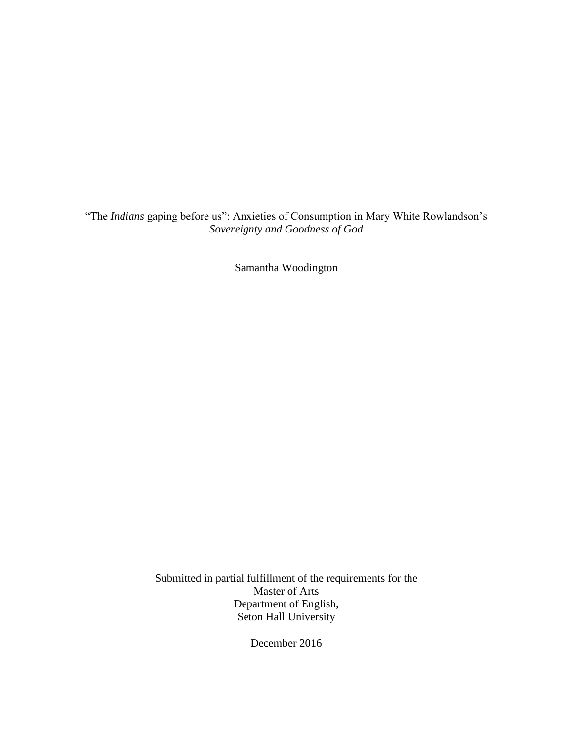"The *Indians* gaping before us": Anxieties of Consumption in Mary White Rowlandson's *Sovereignty and Goodness of God*

Samantha Woodington

Submitted in partial fulfillment of the requirements for the
Master of Arts
Department of English,
Seton Hall University

December 2016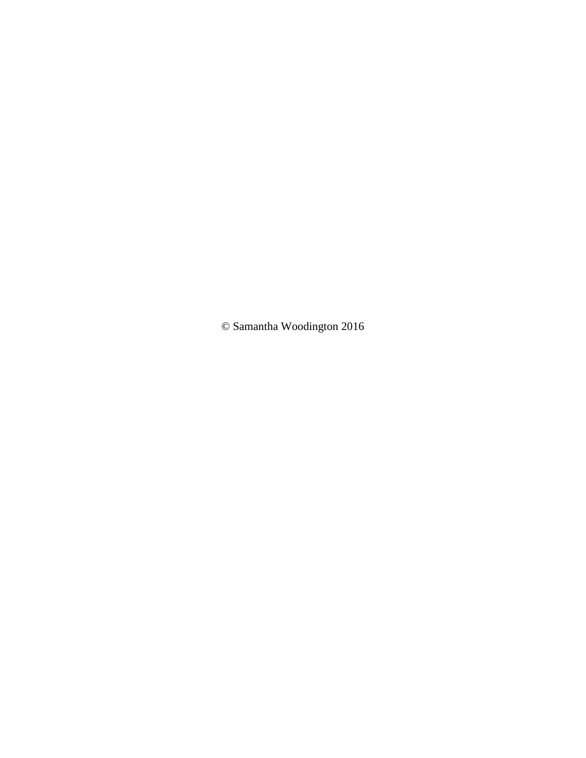© Samantha Woodington 2016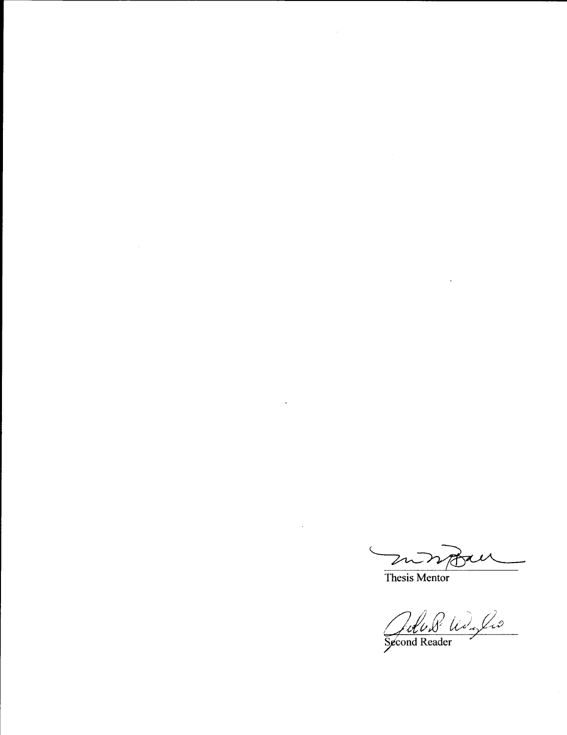Thesis Mentor

Second Reader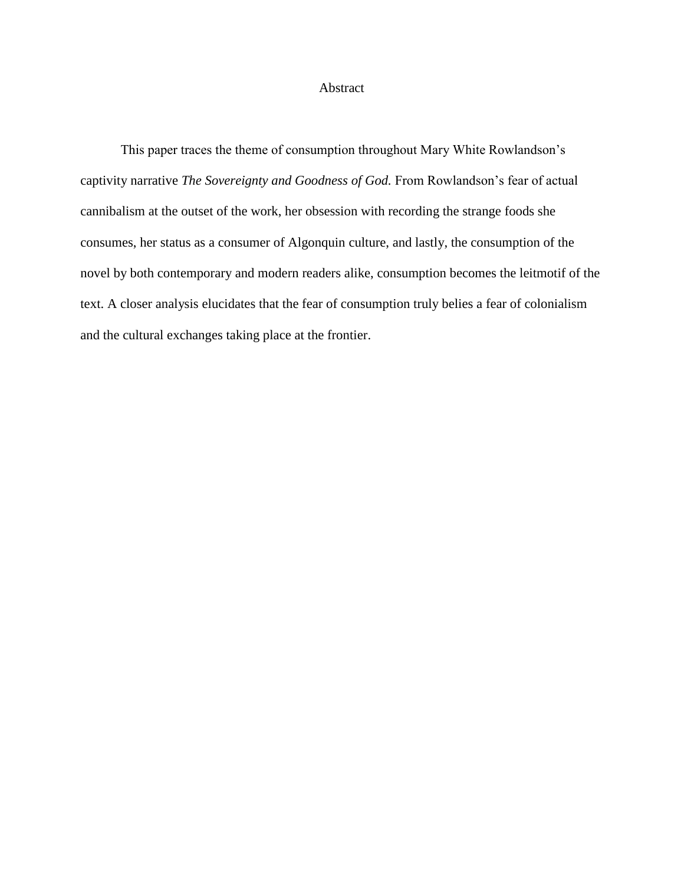# Abstract

This paper traces the theme of consumption throughout Mary White Rowlandson's captivity narrative *The Sovereignty and Goodness of God.* From Rowlandson's fear of actual cannibalism at the outset of the work, her obsession with recording the strange foods she consumes, her status as a consumer of Algonquin culture, and lastly, the consumption of the novel by both contemporary and modern readers alike, consumption becomes the leitmotif of the text. A closer analysis elucidates that the fear of consumption truly belies a fear of colonialism and the cultural exchanges taking place at the frontier.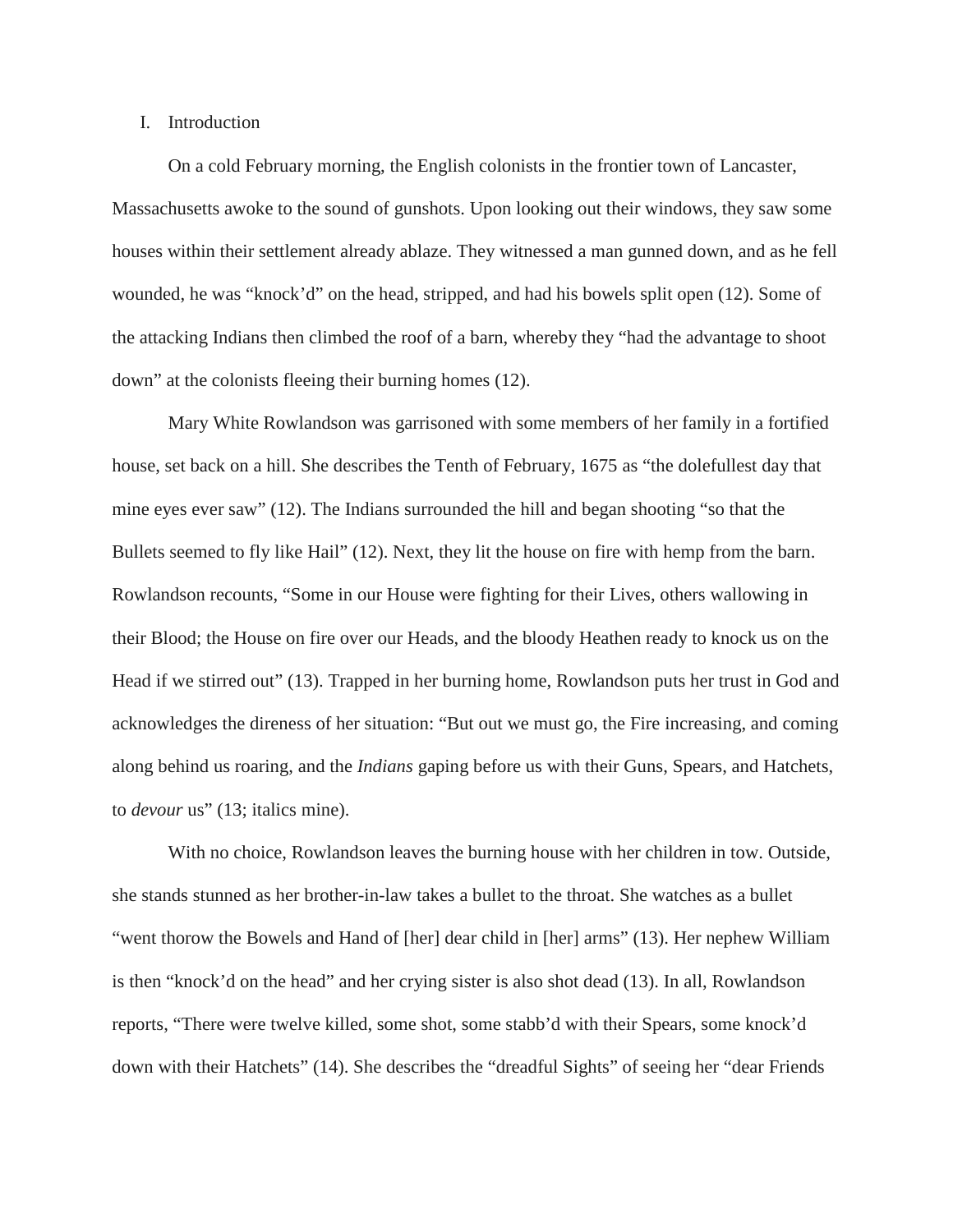## I. Introduction

On a cold February morning, the English colonists in the frontier town of Lancaster, Massachusetts awoke to the sound of gunshots. Upon looking out their windows, they saw some houses within their settlement already ablaze. They witnessed a man gunned down, and as he fell wounded, he was "knock'd" on the head, stripped, and had his bowels split open (12). Some of the attacking Indians then climbed the roof of a barn, whereby they "had the advantage to shoot down" at the colonists fleeing their burning homes (12).

Mary White Rowlandson was garrisoned with some members of her family in a fortified house, set back on a hill. She describes the Tenth of February, 1675 as "the dolefullest day that mine eyes ever saw" (12). The Indians surrounded the hill and began shooting "so that the Bullets seemed to fly like Hail" (12). Next, they lit the house on fire with hemp from the barn. Rowlandson recounts, "Some in our House were fighting for their Lives, others wallowing in their Blood; the House on fire over our Heads, and the bloody Heathen ready to knock us on the Head if we stirred out" (13). Trapped in her burning home, Rowlandson puts her trust in God and acknowledges the direness of her situation: "But out we must go, the Fire increasing, and coming along behind us roaring, and the *Indians* gaping before us with their Guns, Spears, and Hatchets, to *devour* us" (13; italics mine).

With no choice, Rowlandson leaves the burning house with her children in tow. Outside, she stands stunned as her brother-in-law takes a bullet to the throat. She watches as a bullet "went thorow the Bowels and Hand of [her] dear child in [her] arms" (13). Her nephew William is then "knock'd on the head" and her crying sister is also shot dead (13). In all, Rowlandson reports, "There were twelve killed, some shot, some stabb'd with their Spears, some knock'd down with their Hatchets" (14). She describes the "dreadful Sights" of seeing her "dear Friends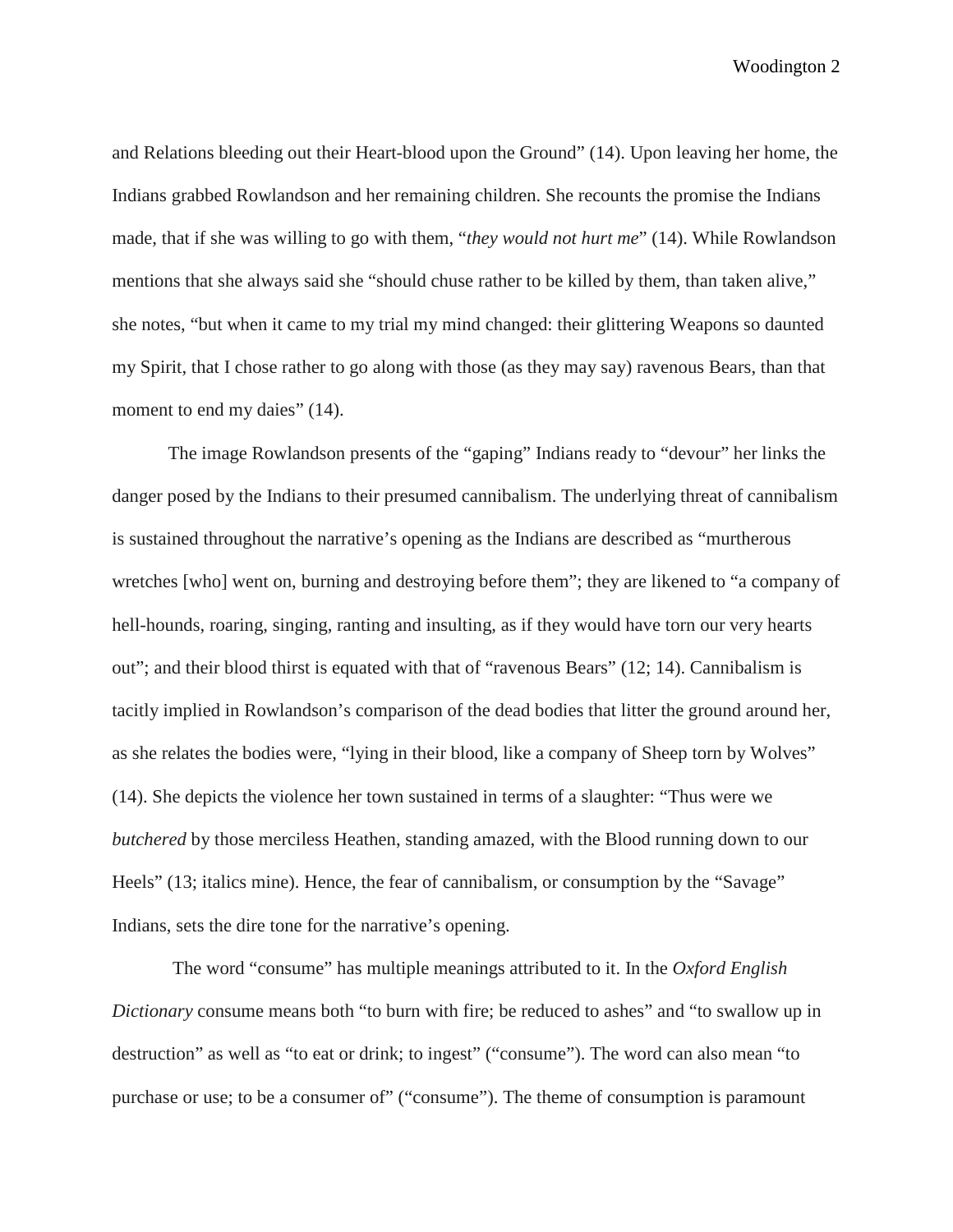and Relations bleeding out their Heart-blood upon the Ground" (14). Upon leaving her home, the Indians grabbed Rowlandson and her remaining children. She recounts the promise the Indians made, that if she was willing to go with them, "*they would not hurt me*" (14). While Rowlandson mentions that she always said she "should chuse rather to be killed by them, than taken alive," she notes, "but when it came to my trial my mind changed: their glittering Weapons so daunted my Spirit, that I chose rather to go along with those (as they may say) ravenous Bears, than that moment to end my daies" (14).

The image Rowlandson presents of the "gaping" Indians ready to "devour" her links the danger posed by the Indians to their presumed cannibalism. The underlying threat of cannibalism is sustained throughout the narrative's opening as the Indians are described as "murtherous wretches [who] went on, burning and destroying before them"; they are likened to "a company of hell-hounds, roaring, singing, ranting and insulting, as if they would have torn our very hearts out"; and their blood thirst is equated with that of "ravenous Bears" (12; 14). Cannibalism is tacitly implied in Rowlandson's comparison of the dead bodies that litter the ground around her, as she relates the bodies were, "lying in their blood, like a company of Sheep torn by Wolves" (14). She depicts the violence her town sustained in terms of a slaughter: "Thus were we *butchered* by those merciless Heathen, standing amazed, with the Blood running down to our Heels" (13; italics mine). Hence, the fear of cannibalism, or consumption by the "Savage" Indians, sets the dire tone for the narrative's opening.

The word "consume" has multiple meanings attributed to it. In the *Oxford English Dictionary* consume means both "to burn with fire; be reduced to ashes" and "to swallow up in destruction" as well as "to eat or drink; to ingest" ("consume"). The word can also mean "to purchase or use; to be a consumer of" ("consume"). The theme of consumption is paramount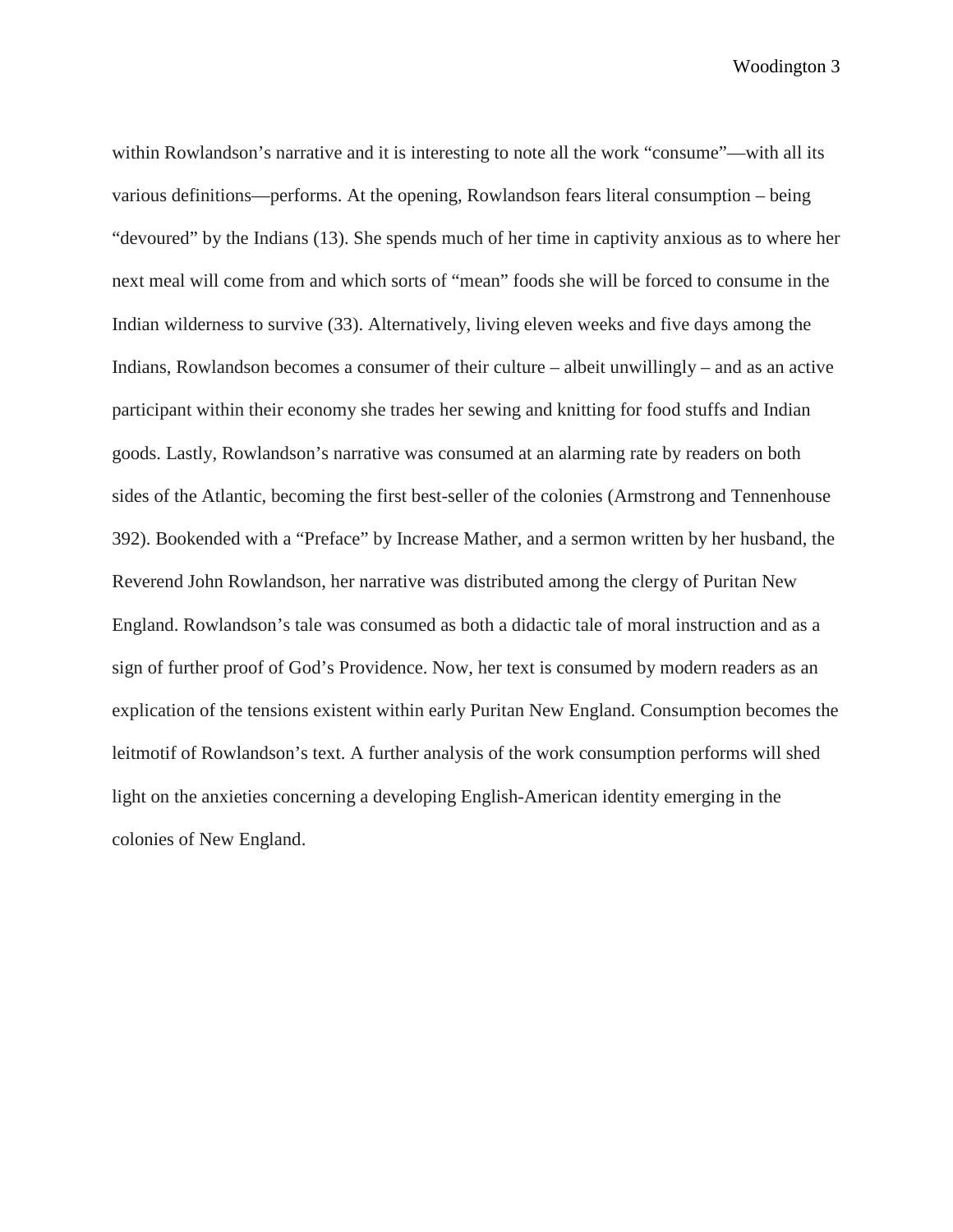within Rowlandson's narrative and it is interesting to note all the work "consume"—with all its various definitions—performs. At the opening, Rowlandson fears literal consumption – being "devoured" by the Indians (13). She spends much of her time in captivity anxious as to where her next meal will come from and which sorts of "mean" foods she will be forced to consume in the Indian wilderness to survive (33). Alternatively, living eleven weeks and five days among the Indians, Rowlandson becomes a consumer of their culture – albeit unwillingly – and as an active participant within their economy she trades her sewing and knitting for food stuffs and Indian goods. Lastly, Rowlandson's narrative was consumed at an alarming rate by readers on both sides of the Atlantic, becoming the first best-seller of the colonies (Armstrong and Tennenhouse 392). Bookended with a "Preface" by Increase Mather, and a sermon written by her husband, the Reverend John Rowlandson, her narrative was distributed among the clergy of Puritan New England. Rowlandson's tale was consumed as both a didactic tale of moral instruction and as a sign of further proof of God's Providence. Now, her text is consumed by modern readers as an explication of the tensions existent within early Puritan New England. Consumption becomes the leitmotif of Rowlandson's text. A further analysis of the work consumption performs will shed light on the anxieties concerning a developing English-American identity emerging in the colonies of New England.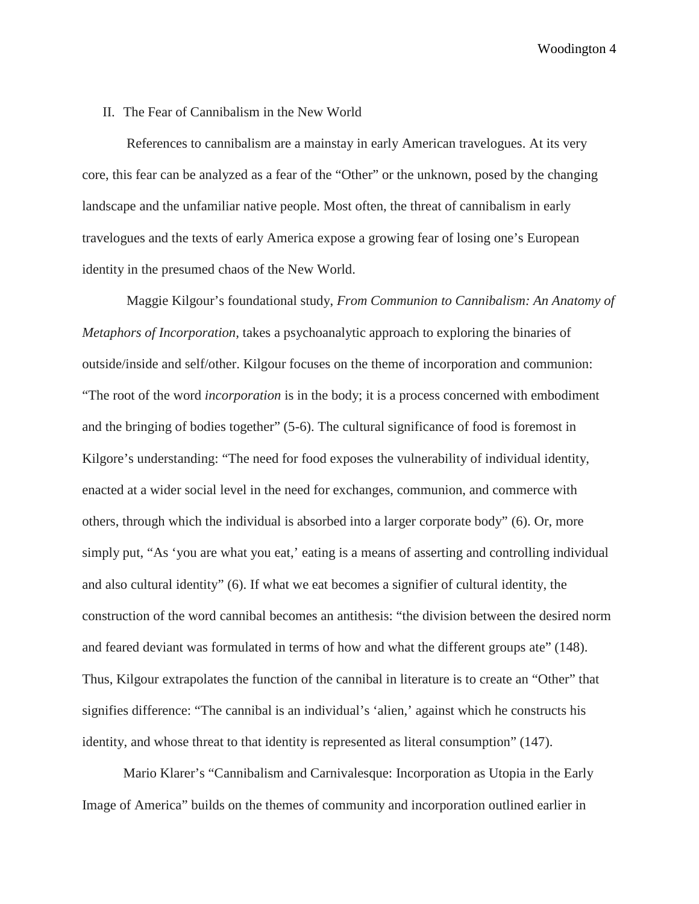## II. The Fear of Cannibalism in the New World

References to cannibalism are a mainstay in early American travelogues. At its very core, this fear can be analyzed as a fear of the "Other" or the unknown, posed by the changing landscape and the unfamiliar native people. Most often, the threat of cannibalism in early travelogues and the texts of early America expose a growing fear of losing one's European identity in the presumed chaos of the New World.

Maggie Kilgour's foundational study, *From Communion to Cannibalism: An Anatomy of Metaphors of Incorporation*, takes a psychoanalytic approach to exploring the binaries of outside/inside and self/other. Kilgour focuses on the theme of incorporation and communion: "The root of the word *incorporation* is in the body; it is a process concerned with embodiment and the bringing of bodies together" (5-6). The cultural significance of food is foremost in Kilgore's understanding: "The need for food exposes the vulnerability of individual identity, enacted at a wider social level in the need for exchanges, communion, and commerce with others, through which the individual is absorbed into a larger corporate body" (6). Or, more simply put, "As 'you are what you eat,' eating is a means of asserting and controlling individual and also cultural identity" (6). If what we eat becomes a signifier of cultural identity, the construction of the word cannibal becomes an antithesis: "the division between the desired norm and feared deviant was formulated in terms of how and what the different groups ate" (148). Thus, Kilgour extrapolates the function of the cannibal in literature is to create an "Other" that signifies difference: "The cannibal is an individual's 'alien,' against which he constructs his identity, and whose threat to that identity is represented as literal consumption" (147).

Mario Klarer's "Cannibalism and Carnivalesque: Incorporation as Utopia in the Early Image of America" builds on the themes of community and incorporation outlined earlier in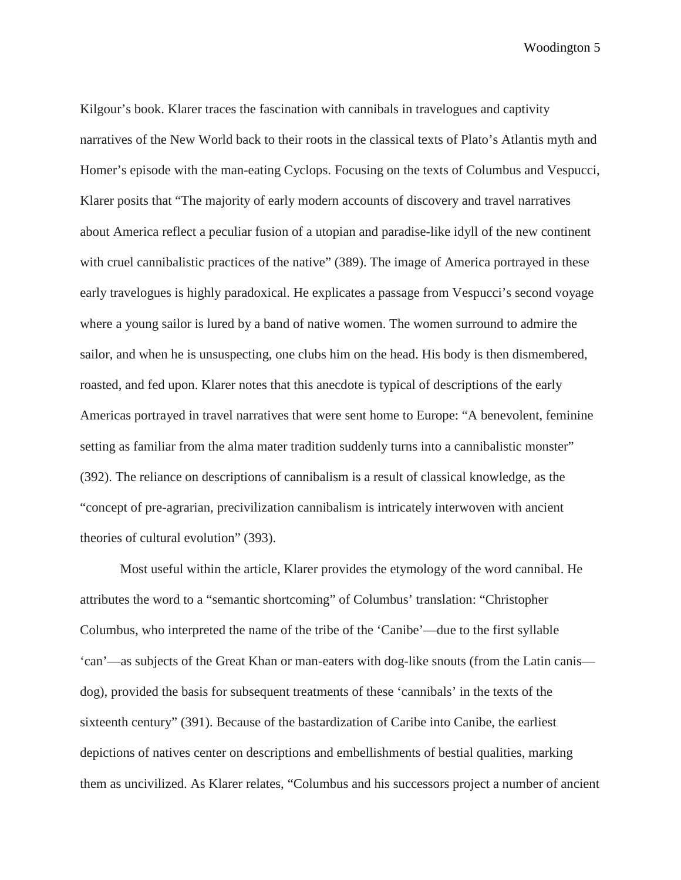Kilgour's book. Klarer traces the fascination with cannibals in travelogues and captivity narratives of the New World back to their roots in the classical texts of Plato's Atlantis myth and Homer's episode with the man-eating Cyclops. Focusing on the texts of Columbus and Vespucci, Klarer posits that "The majority of early modern accounts of discovery and travel narratives about America reflect a peculiar fusion of a utopian and paradise-like idyll of the new continent with cruel cannibalistic practices of the native" (389). The image of America portrayed in these early travelogues is highly paradoxical. He explicates a passage from Vespucci's second voyage where a young sailor is lured by a band of native women. The women surround to admire the sailor, and when he is unsuspecting, one clubs him on the head. His body is then dismembered, roasted, and fed upon. Klarer notes that this anecdote is typical of descriptions of the early Americas portrayed in travel narratives that were sent home to Europe: "A benevolent, feminine setting as familiar from the alma mater tradition suddenly turns into a cannibalistic monster" (392). The reliance on descriptions of cannibalism is a result of classical knowledge, as the "concept of pre-agrarian, precivilization cannibalism is intricately interwoven with ancient theories of cultural evolution" (393).

Most useful within the article, Klarer provides the etymology of the word cannibal. He attributes the word to a "semantic shortcoming" of Columbus' translation: "Christopher Columbus, who interpreted the name of the tribe of the 'Canibe'—due to the first syllable 'can'—as subjects of the Great Khan or man-eaters with dog-like snouts (from the Latin canis—dog), provided the basis for subsequent treatments of these 'cannibals' in the texts of the sixteenth century" (391). Because of the bastardization of Caribe into Canibe, the earliest depictions of natives center on descriptions and embellishments of bestial qualities, marking them as uncivilized. As Klarer relates, "Columbus and his successors project a number of ancient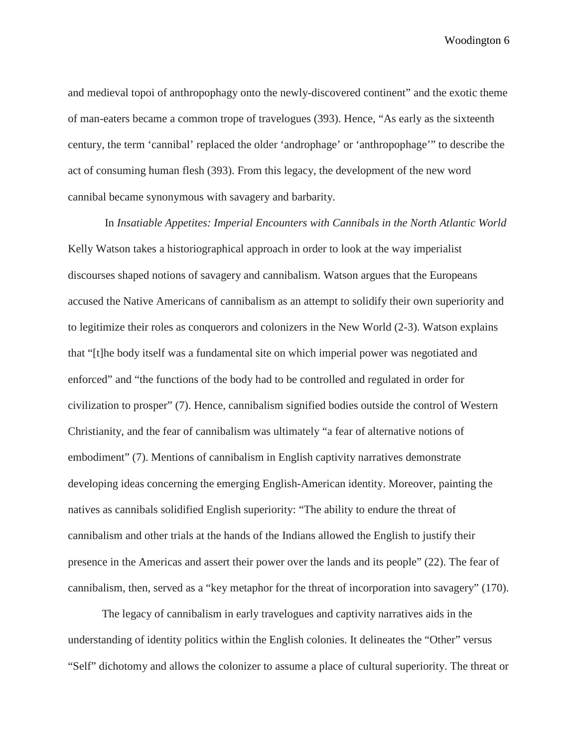and medieval topoi of anthropophagy onto the newly-discovered continent" and the exotic theme of man-eaters became a common trope of travelogues (393). Hence, "As early as the sixteenth century, the term 'cannibal' replaced the older 'androphage' or 'anthropophage'" to describe the act of consuming human flesh (393). From this legacy, the development of the new word cannibal became synonymous with savagery and barbarity.

In *Insatiable Appetites: Imperial Encounters with Cannibals in the North Atlantic World* Kelly Watson takes a historiographical approach in order to look at the way imperialist discourses shaped notions of savagery and cannibalism. Watson argues that the Europeans accused the Native Americans of cannibalism as an attempt to solidify their own superiority and to legitimize their roles as conquerors and colonizers in the New World (2-3). Watson explains that "[t]he body itself was a fundamental site on which imperial power was negotiated and enforced" and "the functions of the body had to be controlled and regulated in order for civilization to prosper" (7). Hence, cannibalism signified bodies outside the control of Western Christianity, and the fear of cannibalism was ultimately "a fear of alternative notions of embodiment" (7). Mentions of cannibalism in English captivity narratives demonstrate developing ideas concerning the emerging English-American identity. Moreover, painting the natives as cannibals solidified English superiority: "The ability to endure the threat of cannibalism and other trials at the hands of the Indians allowed the English to justify their presence in the Americas and assert their power over the lands and its people" (22). The fear of cannibalism, then, served as a "key metaphor for the threat of incorporation into savagery" (170).

The legacy of cannibalism in early travelogues and captivity narratives aids in the understanding of identity politics within the English colonies. It delineates the "Other" versus "Self" dichotomy and allows the colonizer to assume a place of cultural superiority. The threat or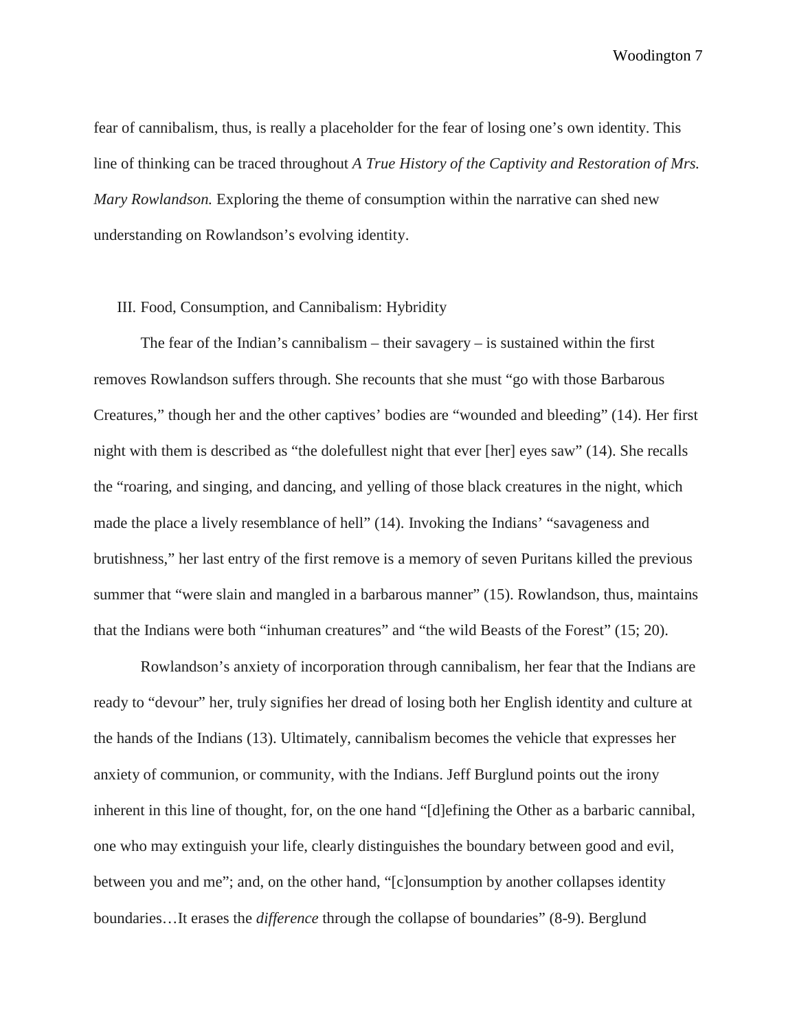fear of cannibalism, thus, is really a placeholder for the fear of losing one's own identity. This line of thinking can be traced throughout *A True History of the Captivity and Restoration of Mrs. Mary Rowlandson.* Exploring the theme of consumption within the narrative can shed new understanding on Rowlandson's evolving identity.

## III. Food, Consumption, and Cannibalism: Hybridity

The fear of the Indian's cannibalism – their savagery – is sustained within the first removes Rowlandson suffers through. She recounts that she must "go with those Barbarous Creatures," though her and the other captives' bodies are "wounded and bleeding" (14). Her first night with them is described as "the dolefullest night that ever [her] eyes saw" (14). She recalls the "roaring, and singing, and dancing, and yelling of those black creatures in the night, which made the place a lively resemblance of hell" (14). Invoking the Indians' "savageness and brutishness," her last entry of the first remove is a memory of seven Puritans killed the previous summer that "were slain and mangled in a barbarous manner" (15). Rowlandson, thus, maintains that the Indians were both "inhuman creatures" and "the wild Beasts of the Forest" (15; 20).

Rowlandson's anxiety of incorporation through cannibalism, her fear that the Indians are ready to "devour" her, truly signifies her dread of losing both her English identity and culture at the hands of the Indians (13). Ultimately, cannibalism becomes the vehicle that expresses her anxiety of communion, or community, with the Indians. Jeff Burglund points out the irony inherent in this line of thought, for, on the one hand "[d]efining the Other as a barbaric cannibal, one who may extinguish your life, clearly distinguishes the boundary between good and evil, between you and me"; and, on the other hand, "[c]onsumption by another collapses identity boundaries…It erases the *difference* through the collapse of boundaries" (8-9). Berglund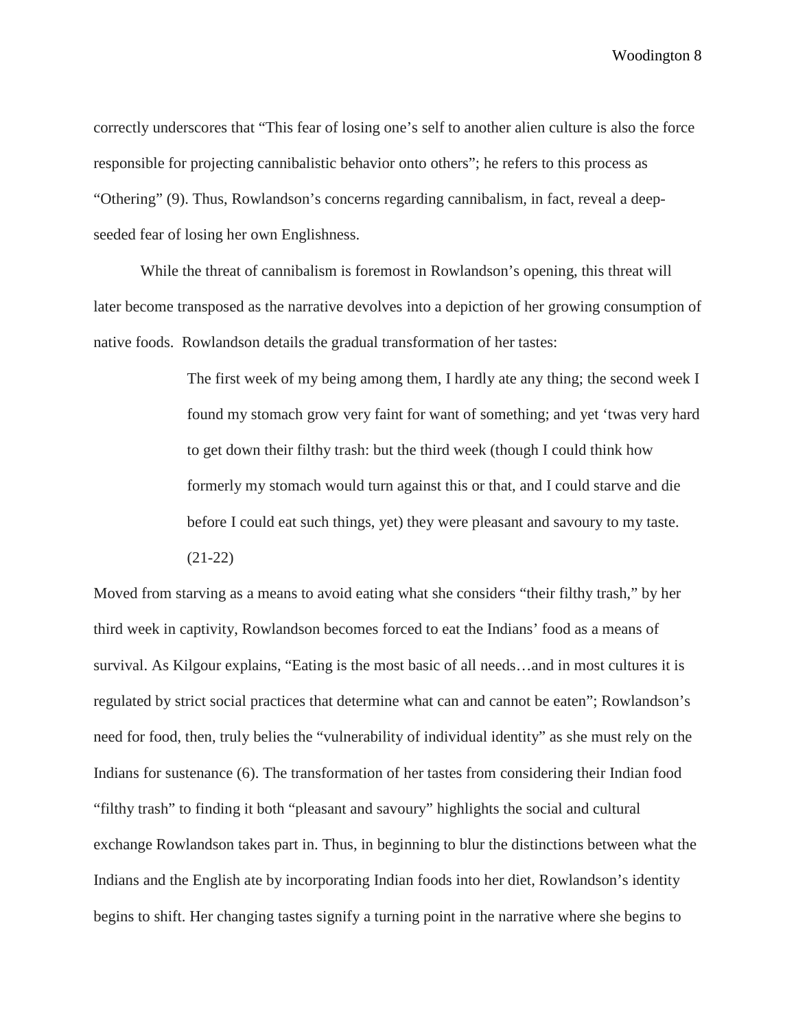correctly underscores that "This fear of losing one's self to another alien culture is also the force responsible for projecting cannibalistic behavior onto others"; he refers to this process as "Othering" (9). Thus, Rowlandson's concerns regarding cannibalism, in fact, reveal a deep-seeded fear of losing her own Englishness.

While the threat of cannibalism is foremost in Rowlandson's opening, this threat will later become transposed as the narrative devolves into a depiction of her growing consumption of native foods. Rowlandson details the gradual transformation of her tastes:

> The first week of my being among them, I hardly ate any thing; the second week I found my stomach grow very faint for want of something; and yet 'twas very hard to get down their filthy trash: but the third week (though I could think how formerly my stomach would turn against this or that, and I could starve and die before I could eat such things, yet) they were pleasant and savoury to my taste. (21-22)

Moved from starving as a means to avoid eating what she considers "their filthy trash," by her third week in captivity, Rowlandson becomes forced to eat the Indians' food as a means of survival. As Kilgour explains, "Eating is the most basic of all needs…and in most cultures it is regulated by strict social practices that determine what can and cannot be eaten"; Rowlandson's need for food, then, truly belies the "vulnerability of individual identity" as she must rely on the Indians for sustenance (6). The transformation of her tastes from considering their Indian food "filthy trash" to finding it both "pleasant and savoury" highlights the social and cultural exchange Rowlandson takes part in. Thus, in beginning to blur the distinctions between what the Indians and the English ate by incorporating Indian foods into her diet, Rowlandson's identity begins to shift. Her changing tastes signify a turning point in the narrative where she begins to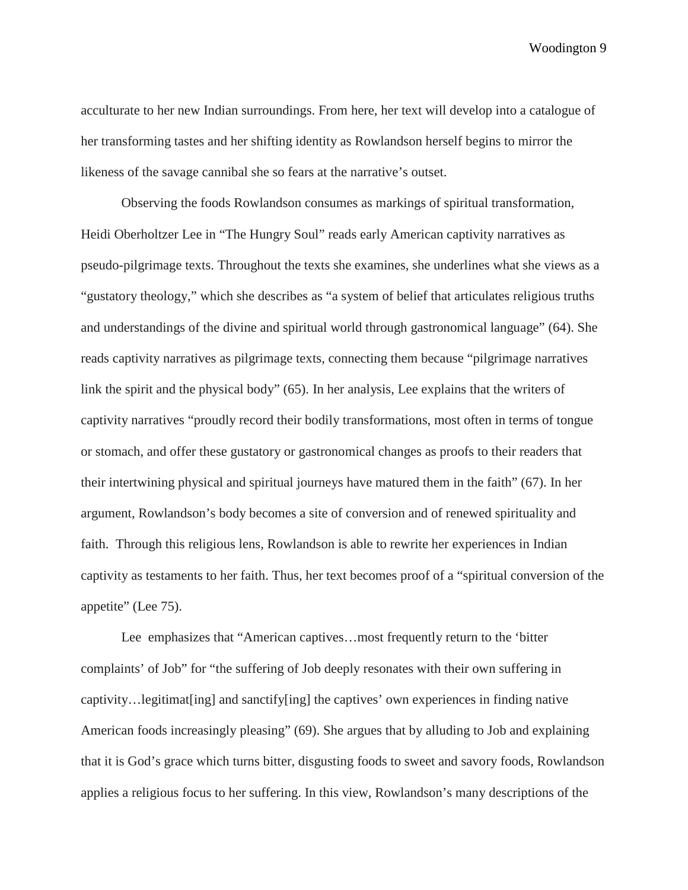acculturate to her new Indian surroundings. From here, her text will develop into a catalogue of her transforming tastes and her shifting identity as Rowlandson herself begins to mirror the likeness of the savage cannibal she so fears at the narrative's outset.

Observing the foods Rowlandson consumes as markings of spiritual transformation, Heidi Oberholtzer Lee in "The Hungry Soul" reads early American captivity narratives as pseudo-pilgrimage texts. Throughout the texts she examines, she underlines what she views as a "gustatory theology," which she describes as "a system of belief that articulates religious truths and understandings of the divine and spiritual world through gastronomical language" (64). She reads captivity narratives as pilgrimage texts, connecting them because "pilgrimage narratives link the spirit and the physical body" (65). In her analysis, Lee explains that the writers of captivity narratives "proudly record their bodily transformations, most often in terms of tongue or stomach, and offer these gustatory or gastronomical changes as proofs to their readers that their intertwining physical and spiritual journeys have matured them in the faith" (67). In her argument, Rowlandson's body becomes a site of conversion and of renewed spirituality and faith. Through this religious lens, Rowlandson is able to rewrite her experiences in Indian captivity as testaments to her faith. Thus, her text becomes proof of a "spiritual conversion of the appetite" (Lee 75).

Lee emphasizes that "American captives…most frequently return to the 'bitter complaints' of Job" for "the suffering of Job deeply resonates with their own suffering in captivity…legitimat[ing] and sanctify[ing] the captives' own experiences in finding native American foods increasingly pleasing" (69). She argues that by alluding to Job and explaining that it is God's grace which turns bitter, disgusting foods to sweet and savory foods, Rowlandson applies a religious focus to her suffering. In this view, Rowlandson's many descriptions of the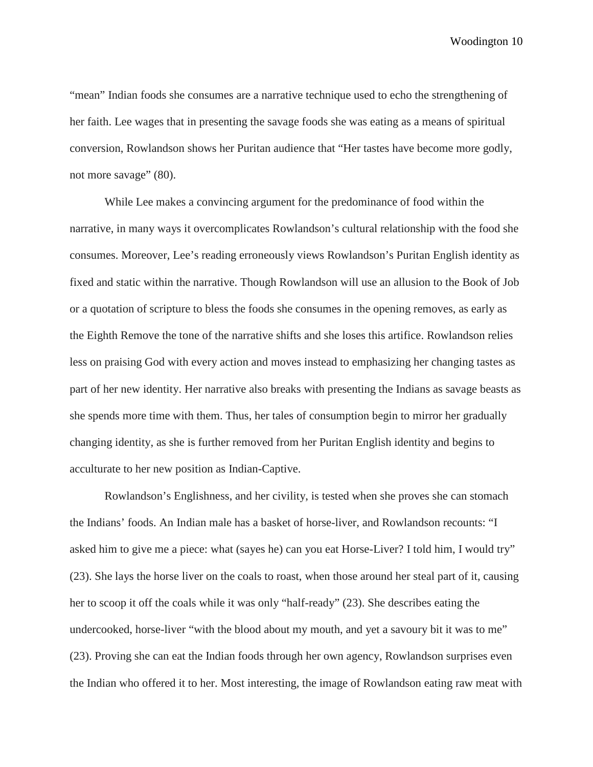"mean" Indian foods she consumes are a narrative technique used to echo the strengthening of her faith. Lee wages that in presenting the savage foods she was eating as a means of spiritual conversion, Rowlandson shows her Puritan audience that "Her tastes have become more godly, not more savage" (80).

While Lee makes a convincing argument for the predominance of food within the narrative, in many ways it overcomplicates Rowlandson's cultural relationship with the food she consumes. Moreover, Lee's reading erroneously views Rowlandson's Puritan English identity as fixed and static within the narrative. Though Rowlandson will use an allusion to the Book of Job or a quotation of scripture to bless the foods she consumes in the opening removes, as early as the Eighth Remove the tone of the narrative shifts and she loses this artifice. Rowlandson relies less on praising God with every action and moves instead to emphasizing her changing tastes as part of her new identity. Her narrative also breaks with presenting the Indians as savage beasts as she spends more time with them. Thus, her tales of consumption begin to mirror her gradually changing identity, as she is further removed from her Puritan English identity and begins to acculturate to her new position as Indian-Captive.

Rowlandson's Englishness, and her civility, is tested when she proves she can stomach the Indians' foods. An Indian male has a basket of horse-liver, and Rowlandson recounts: "I asked him to give me a piece: what (sayes he) can you eat Horse-Liver? I told him, I would try" (23). She lays the horse liver on the coals to roast, when those around her steal part of it, causing her to scoop it off the coals while it was only "half-ready" (23). She describes eating the undercooked, horse-liver "with the blood about my mouth, and yet a savoury bit it was to me" (23). Proving she can eat the Indian foods through her own agency, Rowlandson surprises even the Indian who offered it to her. Most interesting, the image of Rowlandson eating raw meat with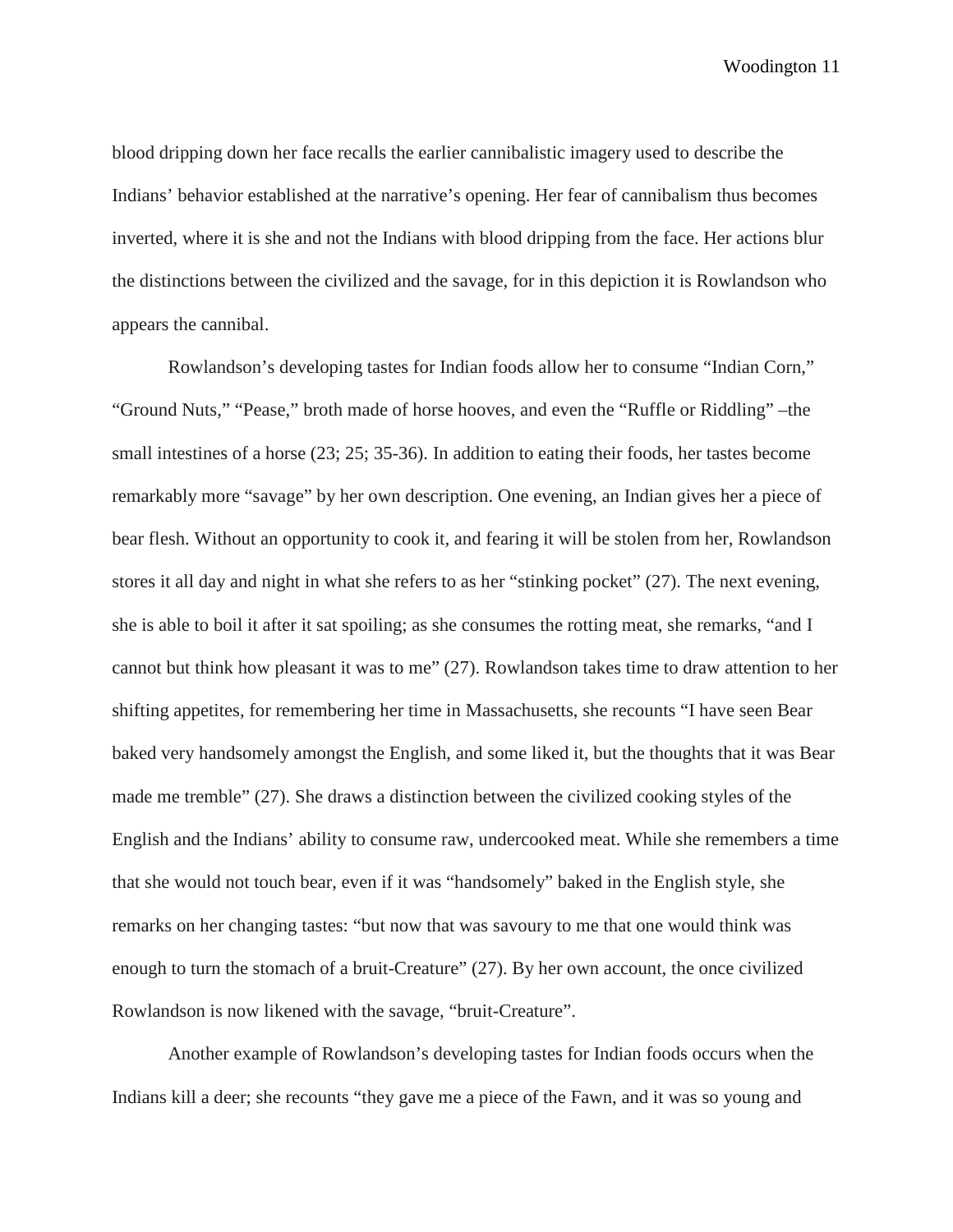blood dripping down her face recalls the earlier cannibalistic imagery used to describe the Indians' behavior established at the narrative's opening. Her fear of cannibalism thus becomes inverted, where it is she and not the Indians with blood dripping from the face. Her actions blur the distinctions between the civilized and the savage, for in this depiction it is Rowlandson who appears the cannibal.

Rowlandson's developing tastes for Indian foods allow her to consume "Indian Corn," "Ground Nuts," "Pease," broth made of horse hooves, and even the "Ruffle or Riddling" –the small intestines of a horse (23; 25; 35-36). In addition to eating their foods, her tastes become remarkably more "savage" by her own description. One evening, an Indian gives her a piece of bear flesh. Without an opportunity to cook it, and fearing it will be stolen from her, Rowlandson stores it all day and night in what she refers to as her "stinking pocket" (27). The next evening, she is able to boil it after it sat spoiling; as she consumes the rotting meat, she remarks, "and I cannot but think how pleasant it was to me" (27). Rowlandson takes time to draw attention to her shifting appetites, for remembering her time in Massachusetts, she recounts "I have seen Bear baked very handsomely amongst the English, and some liked it, but the thoughts that it was Bear made me tremble" (27). She draws a distinction between the civilized cooking styles of the English and the Indians' ability to consume raw, undercooked meat. While she remembers a time that she would not touch bear, even if it was "handsomely" baked in the English style, she remarks on her changing tastes: "but now that was savoury to me that one would think was enough to turn the stomach of a bruit-Creature" (27). By her own account, the once civilized Rowlandson is now likened with the savage, "bruit-Creature".

Another example of Rowlandson's developing tastes for Indian foods occurs when the Indians kill a deer; she recounts "they gave me a piece of the Fawn, and it was so young and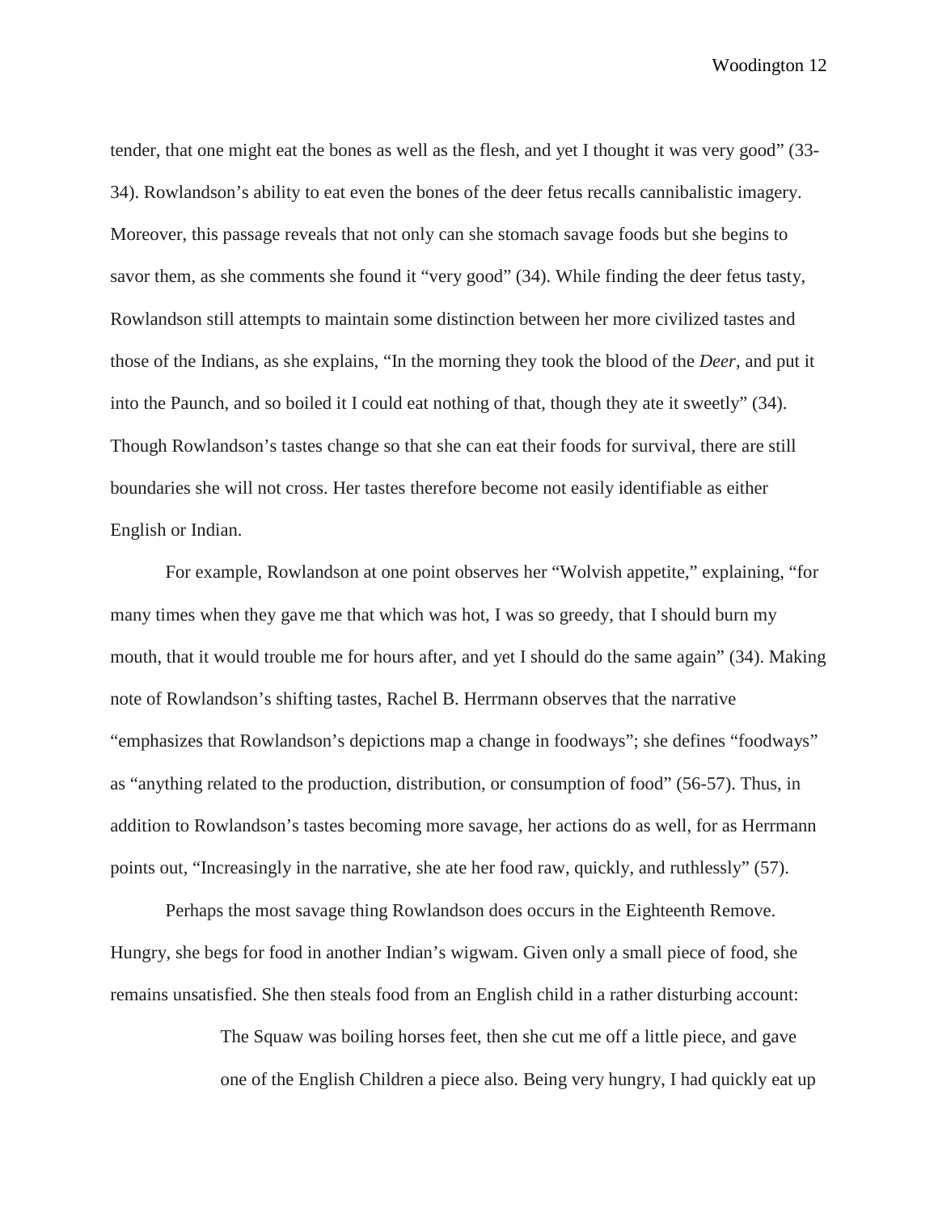tender, that one might eat the bones as well as the flesh, and yet I thought it was very good" (33-34). Rowlandson's ability to eat even the bones of the deer fetus recalls cannibalistic imagery. Moreover, this passage reveals that not only can she stomach savage foods but she begins to savor them, as she comments she found it "very good" (34). While finding the deer fetus tasty, Rowlandson still attempts to maintain some distinction between her more civilized tastes and those of the Indians, as she explains, "In the morning they took the blood of the *Deer*, and put it into the Paunch, and so boiled it I could eat nothing of that, though they ate it sweetly" (34). Though Rowlandson's tastes change so that she can eat their foods for survival, there are still boundaries she will not cross. Her tastes therefore become not easily identifiable as either English or Indian.

For example, Rowlandson at one point observes her "Wolvish appetite," explaining, "for many times when they gave me that which was hot, I was so greedy, that I should burn my mouth, that it would trouble me for hours after, and yet I should do the same again" (34). Making note of Rowlandson's shifting tastes, Rachel B. Herrmann observes that the narrative "emphasizes that Rowlandson's depictions map a change in foodways"; she defines "foodways" as "anything related to the production, distribution, or consumption of food" (56-57). Thus, in addition to Rowlandson's tastes becoming more savage, her actions do as well, for as Herrmann points out, "Increasingly in the narrative, she ate her food raw, quickly, and ruthlessly" (57).

Perhaps the most savage thing Rowlandson does occurs in the Eighteenth Remove. Hungry, she begs for food in another Indian's wigwam. Given only a small piece of food, she remains unsatisfied. She then steals food from an English child in a rather disturbing account:

> The Squaw was boiling horses feet, then she cut me off a little piece, and gave one of the English Children a piece also. Being very hungry, I had quickly eat up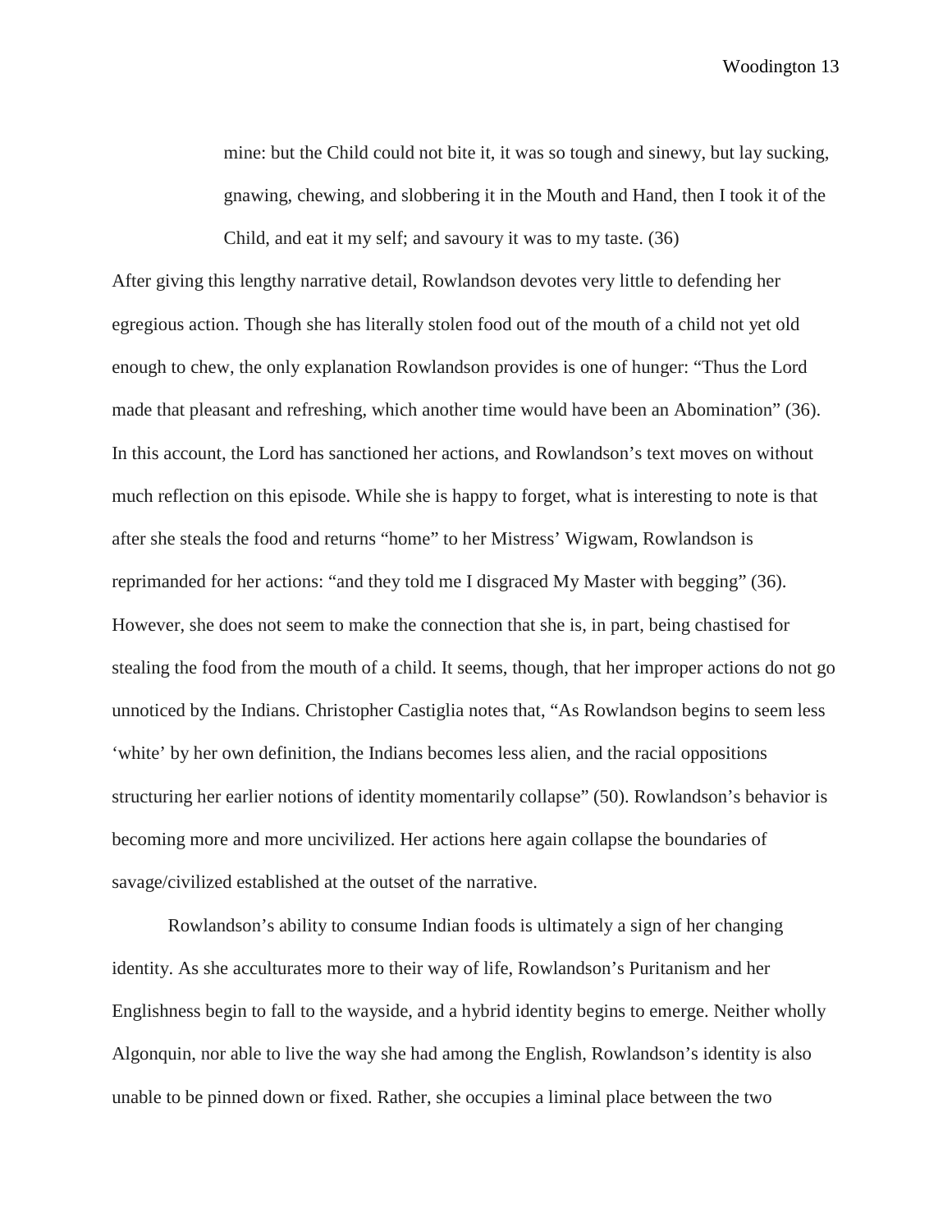> mine: but the Child could not bite it, it was so tough and sinewy, but lay sucking, gnawing, chewing, and slobbering it in the Mouth and Hand, then I took it of the Child, and eat it my self; and savoury it was to my taste. (36)

After giving this lengthy narrative detail, Rowlandson devotes very little to defending her egregious action. Though she has literally stolen food out of the mouth of a child not yet old enough to chew, the only explanation Rowlandson provides is one of hunger: "Thus the Lord made that pleasant and refreshing, which another time would have been an Abomination" (36). In this account, the Lord has sanctioned her actions, and Rowlandson's text moves on without much reflection on this episode. While she is happy to forget, what is interesting to note is that after she steals the food and returns "home" to her Mistress' Wigwam, Rowlandson is reprimanded for her actions: "and they told me I disgraced My Master with begging" (36). However, she does not seem to make the connection that she is, in part, being chastised for stealing the food from the mouth of a child. It seems, though, that her improper actions do not go unnoticed by the Indians. Christopher Castiglia notes that, "As Rowlandson begins to seem less 'white' by her own definition, the Indians becomes less alien, and the racial oppositions structuring her earlier notions of identity momentarily collapse" (50). Rowlandson's behavior is becoming more and more uncivilized. Her actions here again collapse the boundaries of savage/civilized established at the outset of the narrative.

Rowlandson's ability to consume Indian foods is ultimately a sign of her changing identity. As she acculturates more to their way of life, Rowlandson's Puritanism and her Englishness begin to fall to the wayside, and a hybrid identity begins to emerge. Neither wholly Algonquin, nor able to live the way she had among the English, Rowlandson's identity is also unable to be pinned down or fixed. Rather, she occupies a liminal place between the two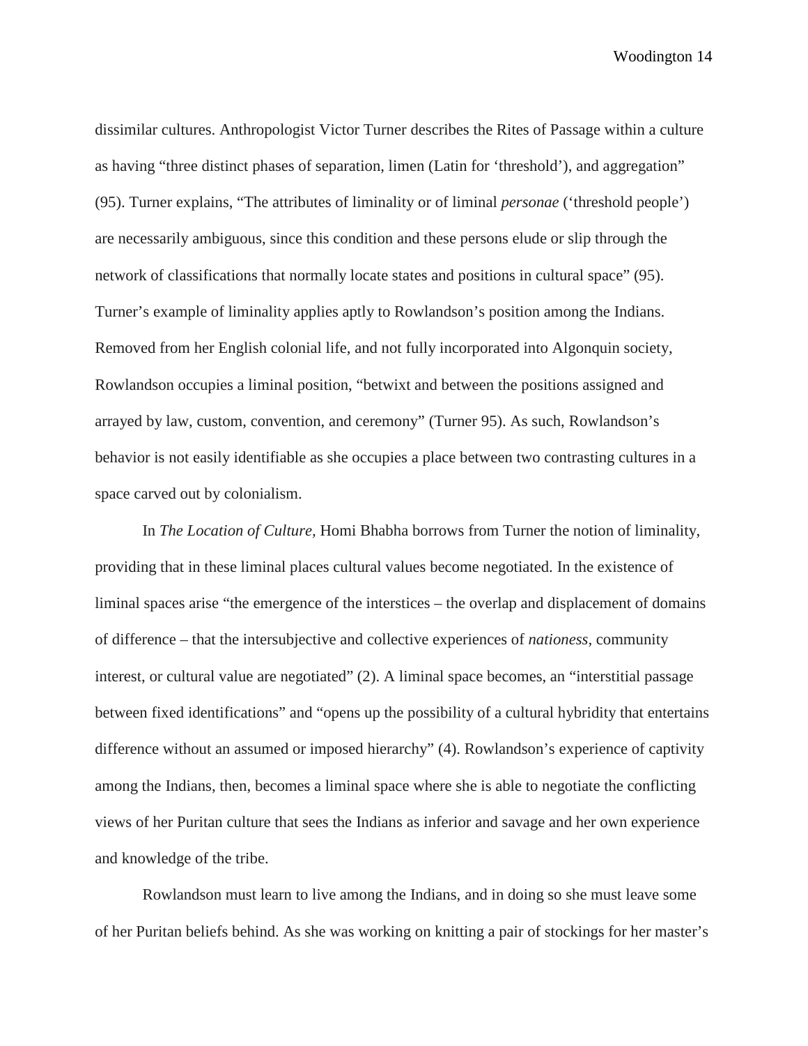dissimilar cultures. Anthropologist Victor Turner describes the Rites of Passage within a culture as having "three distinct phases of separation, limen (Latin for 'threshold'), and aggregation" (95). Turner explains, "The attributes of liminality or of liminal *personae* ('threshold people') are necessarily ambiguous, since this condition and these persons elude or slip through the network of classifications that normally locate states and positions in cultural space" (95). Turner's example of liminality applies aptly to Rowlandson's position among the Indians. Removed from her English colonial life, and not fully incorporated into Algonquin society, Rowlandson occupies a liminal position, "betwixt and between the positions assigned and arrayed by law, custom, convention, and ceremony" (Turner 95). As such, Rowlandson's behavior is not easily identifiable as she occupies a place between two contrasting cultures in a space carved out by colonialism.

In *The Location of Culture*, Homi Bhabha borrows from Turner the notion of liminality, providing that in these liminal places cultural values become negotiated. In the existence of liminal spaces arise "the emergence of the interstices – the overlap and displacement of domains of difference – that the intersubjective and collective experiences of *nationess*, community interest, or cultural value are negotiated" (2). A liminal space becomes, an "interstitial passage between fixed identifications" and "opens up the possibility of a cultural hybridity that entertains difference without an assumed or imposed hierarchy" (4). Rowlandson's experience of captivity among the Indians, then, becomes a liminal space where she is able to negotiate the conflicting views of her Puritan culture that sees the Indians as inferior and savage and her own experience and knowledge of the tribe.

Rowlandson must learn to live among the Indians, and in doing so she must leave some of her Puritan beliefs behind. As she was working on knitting a pair of stockings for her master's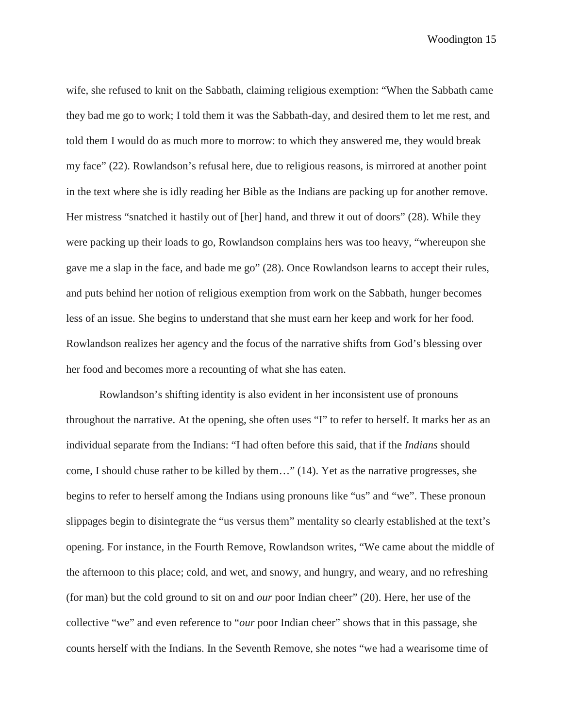wife, she refused to knit on the Sabbath, claiming religious exemption: "When the Sabbath came they bad me go to work; I told them it was the Sabbath-day, and desired them to let me rest, and told them I would do as much more to morrow: to which they answered me, they would break my face" (22). Rowlandson's refusal here, due to religious reasons, is mirrored at another point in the text where she is idly reading her Bible as the Indians are packing up for another remove. Her mistress "snatched it hastily out of [her] hand, and threw it out of doors" (28). While they were packing up their loads to go, Rowlandson complains hers was too heavy, "whereupon she gave me a slap in the face, and bade me go" (28). Once Rowlandson learns to accept their rules, and puts behind her notion of religious exemption from work on the Sabbath, hunger becomes less of an issue. She begins to understand that she must earn her keep and work for her food. Rowlandson realizes her agency and the focus of the narrative shifts from God's blessing over her food and becomes more a recounting of what she has eaten.

Rowlandson's shifting identity is also evident in her inconsistent use of pronouns throughout the narrative. At the opening, she often uses "I" to refer to herself. It marks her as an individual separate from the Indians: "I had often before this said, that if the *Indians* should come, I should chuse rather to be killed by them…" (14). Yet as the narrative progresses, she begins to refer to herself among the Indians using pronouns like "us" and "we". These pronoun slippages begin to disintegrate the "us versus them" mentality so clearly established at the text's opening. For instance, in the Fourth Remove, Rowlandson writes, "We came about the middle of the afternoon to this place; cold, and wet, and snowy, and hungry, and weary, and no refreshing (for man) but the cold ground to sit on and *our* poor Indian cheer" (20). Here, her use of the collective "we" and even reference to "*our* poor Indian cheer" shows that in this passage, she counts herself with the Indians. In the Seventh Remove, she notes "we had a wearisome time of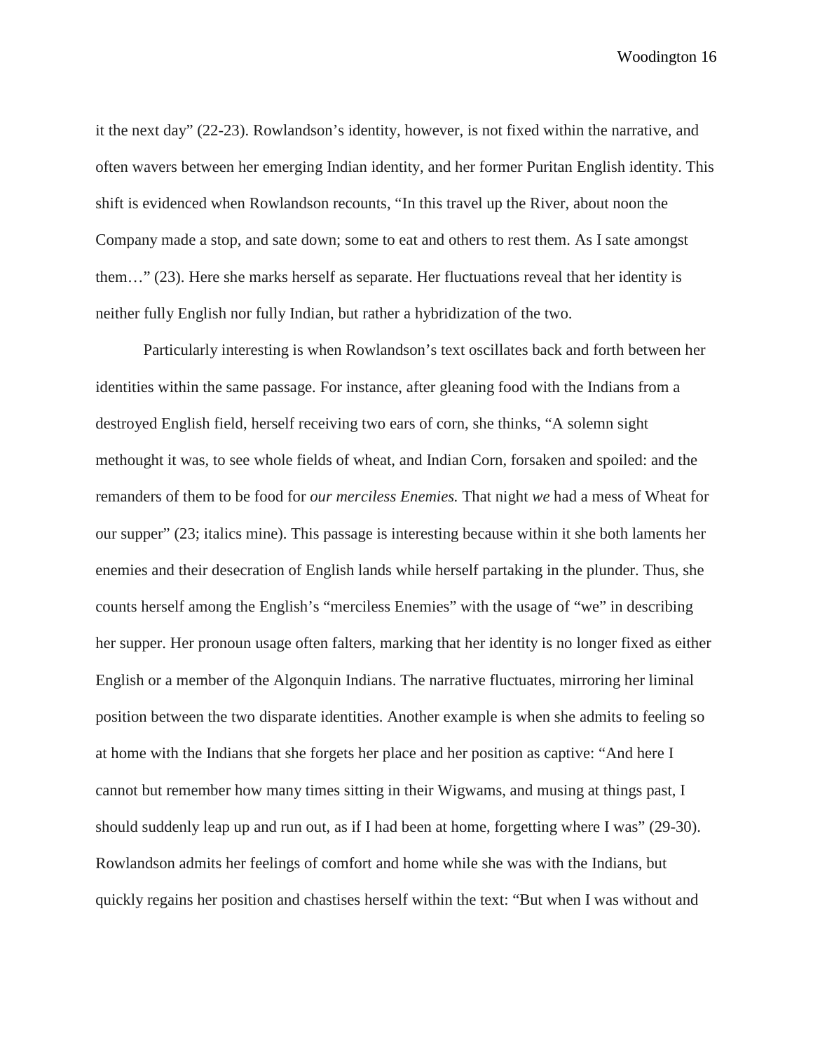it the next day" (22-23). Rowlandson's identity, however, is not fixed within the narrative, and often wavers between her emerging Indian identity, and her former Puritan English identity. This shift is evidenced when Rowlandson recounts, "In this travel up the River, about noon the Company made a stop, and sate down; some to eat and others to rest them. As I sate amongst them…" (23). Here she marks herself as separate. Her fluctuations reveal that her identity is neither fully English nor fully Indian, but rather a hybridization of the two.

Particularly interesting is when Rowlandson's text oscillates back and forth between her identities within the same passage. For instance, after gleaning food with the Indians from a destroyed English field, herself receiving two ears of corn, she thinks, "A solemn sight methought it was, to see whole fields of wheat, and Indian Corn, forsaken and spoiled: and the remanders of them to be food for *our merciless Enemies.* That night *we* had a mess of Wheat for our supper" (23; italics mine). This passage is interesting because within it she both laments her enemies and their desecration of English lands while herself partaking in the plunder. Thus, she counts herself among the English's "merciless Enemies" with the usage of "we" in describing her supper. Her pronoun usage often falters, marking that her identity is no longer fixed as either English or a member of the Algonquin Indians. The narrative fluctuates, mirroring her liminal position between the two disparate identities. Another example is when she admits to feeling so at home with the Indians that she forgets her place and her position as captive: "And here I cannot but remember how many times sitting in their Wigwams, and musing at things past, I should suddenly leap up and run out, as if I had been at home, forgetting where I was" (29-30). Rowlandson admits her feelings of comfort and home while she was with the Indians, but quickly regains her position and chastises herself within the text: "But when I was without and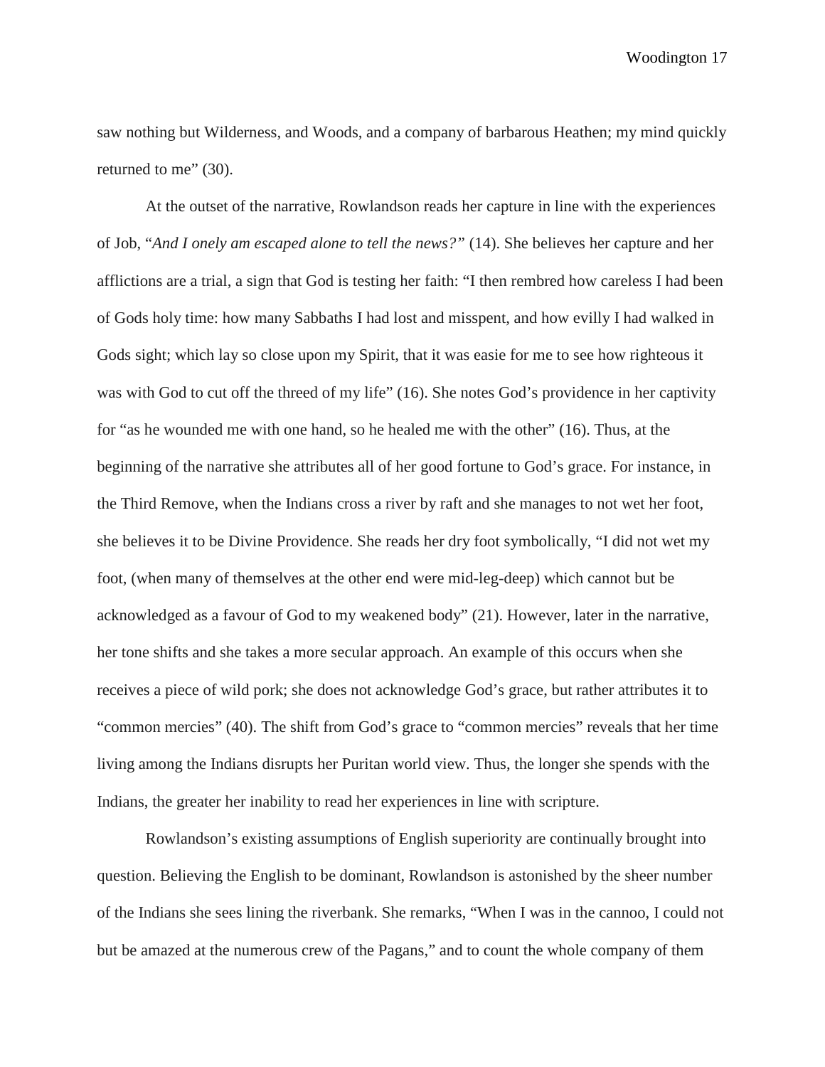saw nothing but Wilderness, and Woods, and a company of barbarous Heathen; my mind quickly returned to me" (30).

At the outset of the narrative, Rowlandson reads her capture in line with the experiences of Job, "*And I onely am escaped alone to tell the news?"* (14). She believes her capture and her afflictions are a trial, a sign that God is testing her faith: "I then rembred how careless I had been of Gods holy time: how many Sabbaths I had lost and misspent, and how evilly I had walked in Gods sight; which lay so close upon my Spirit, that it was easie for me to see how righteous it was with God to cut off the threed of my life" (16). She notes God's providence in her captivity for "as he wounded me with one hand, so he healed me with the other" (16). Thus, at the beginning of the narrative she attributes all of her good fortune to God's grace. For instance, in the Third Remove, when the Indians cross a river by raft and she manages to not wet her foot, she believes it to be Divine Providence. She reads her dry foot symbolically, "I did not wet my foot, (when many of themselves at the other end were mid-leg-deep) which cannot but be acknowledged as a favour of God to my weakened body" (21). However, later in the narrative, her tone shifts and she takes a more secular approach. An example of this occurs when she receives a piece of wild pork; she does not acknowledge God's grace, but rather attributes it to "common mercies" (40). The shift from God's grace to "common mercies" reveals that her time living among the Indians disrupts her Puritan world view. Thus, the longer she spends with the Indians, the greater her inability to read her experiences in line with scripture.

Rowlandson's existing assumptions of English superiority are continually brought into question. Believing the English to be dominant, Rowlandson is astonished by the sheer number of the Indians she sees lining the riverbank. She remarks, "When I was in the cannoo, I could not but be amazed at the numerous crew of the Pagans," and to count the whole company of them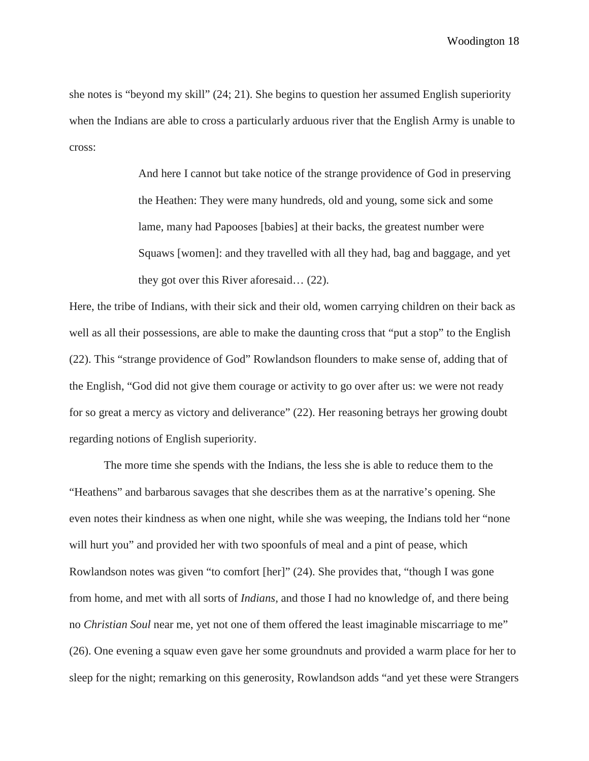she notes is "beyond my skill" (24; 21). She begins to question her assumed English superiority when the Indians are able to cross a particularly arduous river that the English Army is unable to cross:

> And here I cannot but take notice of the strange providence of God in preserving the Heathen: They were many hundreds, old and young, some sick and some lame, many had Papooses [babies] at their backs, the greatest number were Squaws [women]: and they travelled with all they had, bag and baggage, and yet they got over this River aforesaid… (22).

Here, the tribe of Indians, with their sick and their old, women carrying children on their back as well as all their possessions, are able to make the daunting cross that "put a stop" to the English (22). This "strange providence of God" Rowlandson flounders to make sense of, adding that of the English, "God did not give them courage or activity to go over after us: we were not ready for so great a mercy as victory and deliverance" (22). Her reasoning betrays her growing doubt regarding notions of English superiority.

The more time she spends with the Indians, the less she is able to reduce them to the "Heathens" and barbarous savages that she describes them as at the narrative's opening. She even notes their kindness as when one night, while she was weeping, the Indians told her "none will hurt you" and provided her with two spoonfuls of meal and a pint of pease, which Rowlandson notes was given "to comfort [her]" (24). She provides that, "though I was gone from home, and met with all sorts of *Indians*, and those I had no knowledge of, and there being no *Christian Soul* near me, yet not one of them offered the least imaginable miscarriage to me" (26). One evening a squaw even gave her some groundnuts and provided a warm place for her to sleep for the night; remarking on this generosity, Rowlandson adds "and yet these were Strangers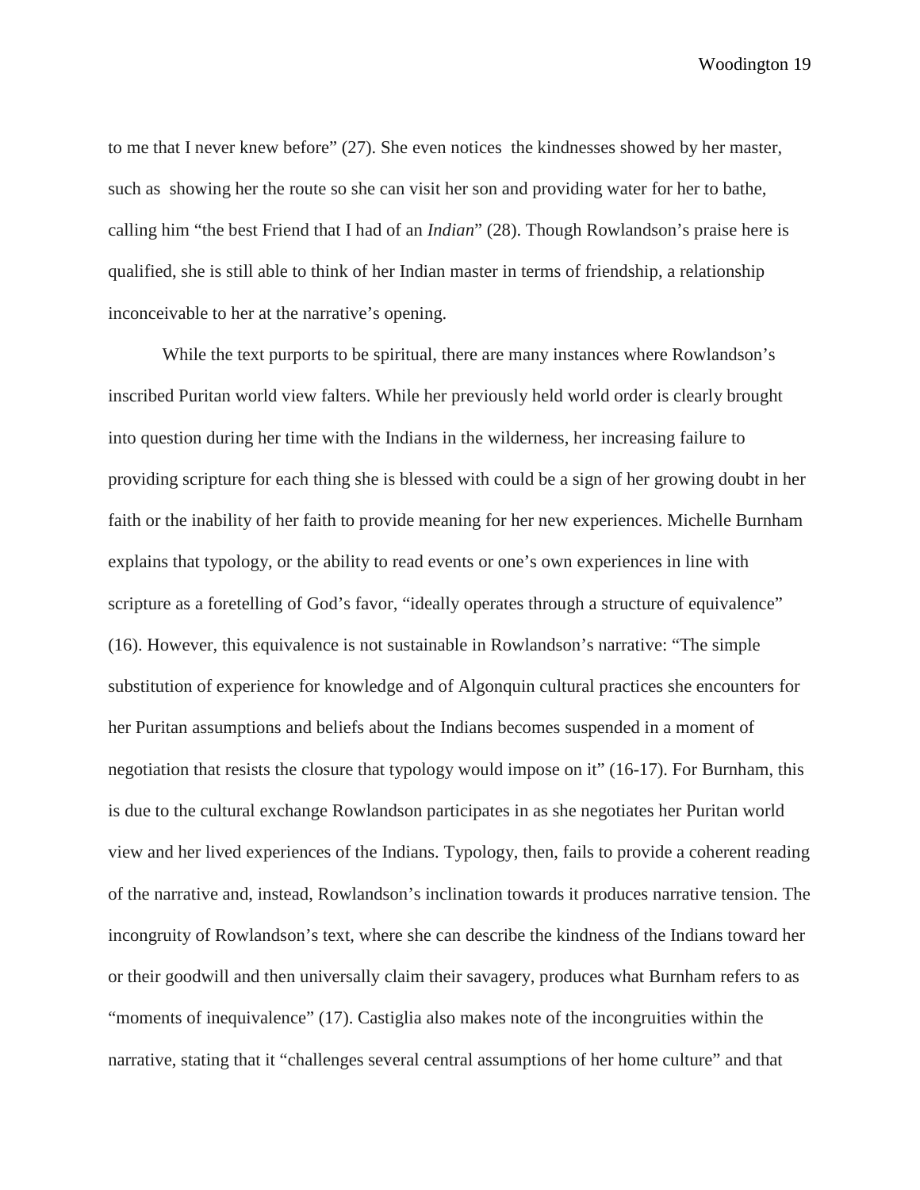to me that I never knew before" (27). She even notices the kindnesses showed by her master, such as showing her the route so she can visit her son and providing water for her to bathe, calling him "the best Friend that I had of an *Indian*" (28). Though Rowlandson's praise here is qualified, she is still able to think of her Indian master in terms of friendship, a relationship inconceivable to her at the narrative's opening.

While the text purports to be spiritual, there are many instances where Rowlandson's inscribed Puritan world view falters. While her previously held world order is clearly brought into question during her time with the Indians in the wilderness, her increasing failure to providing scripture for each thing she is blessed with could be a sign of her growing doubt in her faith or the inability of her faith to provide meaning for her new experiences. Michelle Burnham explains that typology, or the ability to read events or one's own experiences in line with scripture as a foretelling of God's favor, "ideally operates through a structure of equivalence" (16). However, this equivalence is not sustainable in Rowlandson's narrative: "The simple substitution of experience for knowledge and of Algonquin cultural practices she encounters for her Puritan assumptions and beliefs about the Indians becomes suspended in a moment of negotiation that resists the closure that typology would impose on it" (16-17). For Burnham, this is due to the cultural exchange Rowlandson participates in as she negotiates her Puritan world view and her lived experiences of the Indians. Typology, then, fails to provide a coherent reading of the narrative and, instead, Rowlandson's inclination towards it produces narrative tension. The incongruity of Rowlandson's text, where she can describe the kindness of the Indians toward her or their goodwill and then universally claim their savagery, produces what Burnham refers to as "moments of inequivalence" (17). Castiglia also makes note of the incongruities within the narrative, stating that it "challenges several central assumptions of her home culture" and that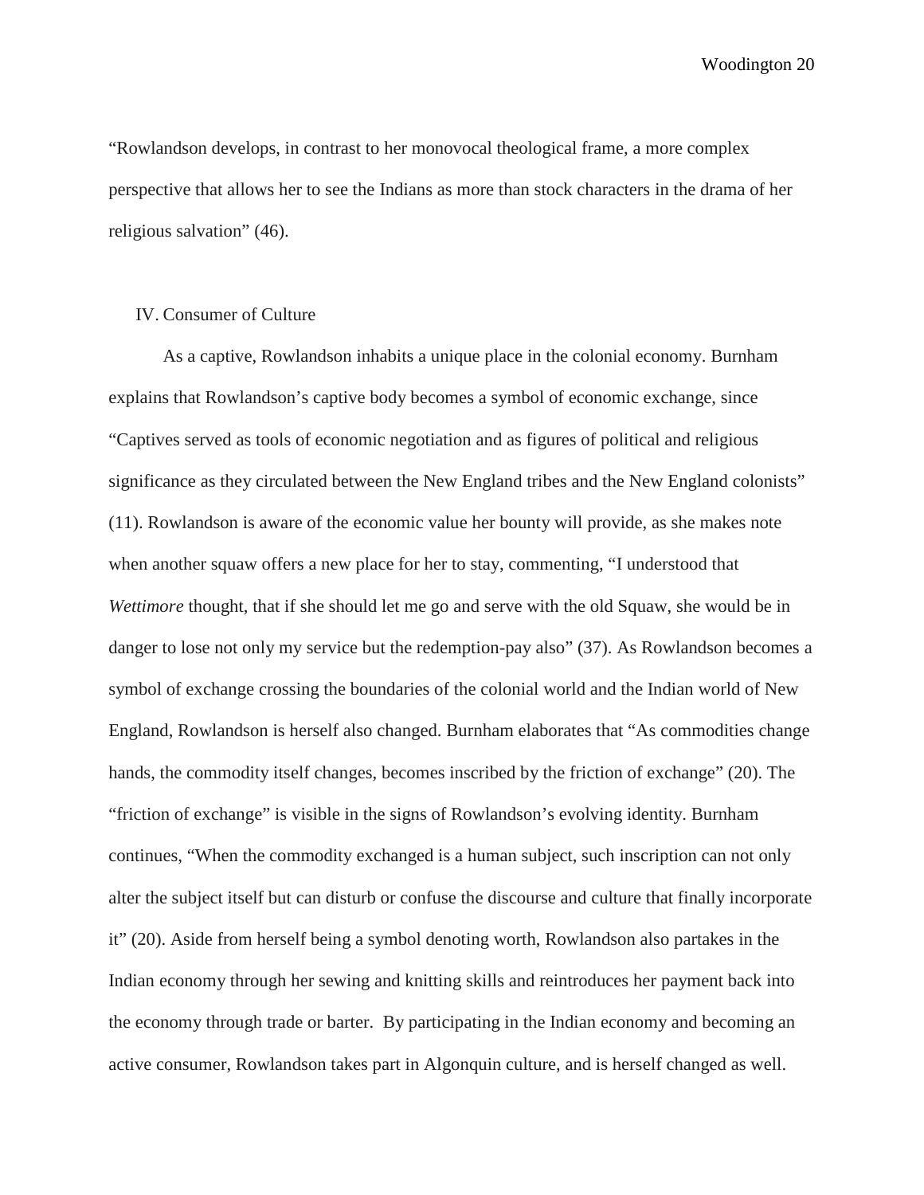"Rowlandson develops, in contrast to her monovocal theological frame, a more complex perspective that allows her to see the Indians as more than stock characters in the drama of her religious salvation" (46).

## IV. Consumer of Culture

As a captive, Rowlandson inhabits a unique place in the colonial economy. Burnham explains that Rowlandson's captive body becomes a symbol of economic exchange, since "Captives served as tools of economic negotiation and as figures of political and religious significance as they circulated between the New England tribes and the New England colonists" (11). Rowlandson is aware of the economic value her bounty will provide, as she makes note when another squaw offers a new place for her to stay, commenting, "I understood that *Wettimore* thought, that if she should let me go and serve with the old Squaw, she would be in danger to lose not only my service but the redemption-pay also" (37). As Rowlandson becomes a symbol of exchange crossing the boundaries of the colonial world and the Indian world of New England, Rowlandson is herself also changed. Burnham elaborates that "As commodities change hands, the commodity itself changes, becomes inscribed by the friction of exchange" (20). The "friction of exchange" is visible in the signs of Rowlandson's evolving identity. Burnham continues, "When the commodity exchanged is a human subject, such inscription can not only alter the subject itself but can disturb or confuse the discourse and culture that finally incorporate it" (20). Aside from herself being a symbol denoting worth, Rowlandson also partakes in the Indian economy through her sewing and knitting skills and reintroduces her payment back into the economy through trade or barter. By participating in the Indian economy and becoming an active consumer, Rowlandson takes part in Algonquin culture, and is herself changed as well.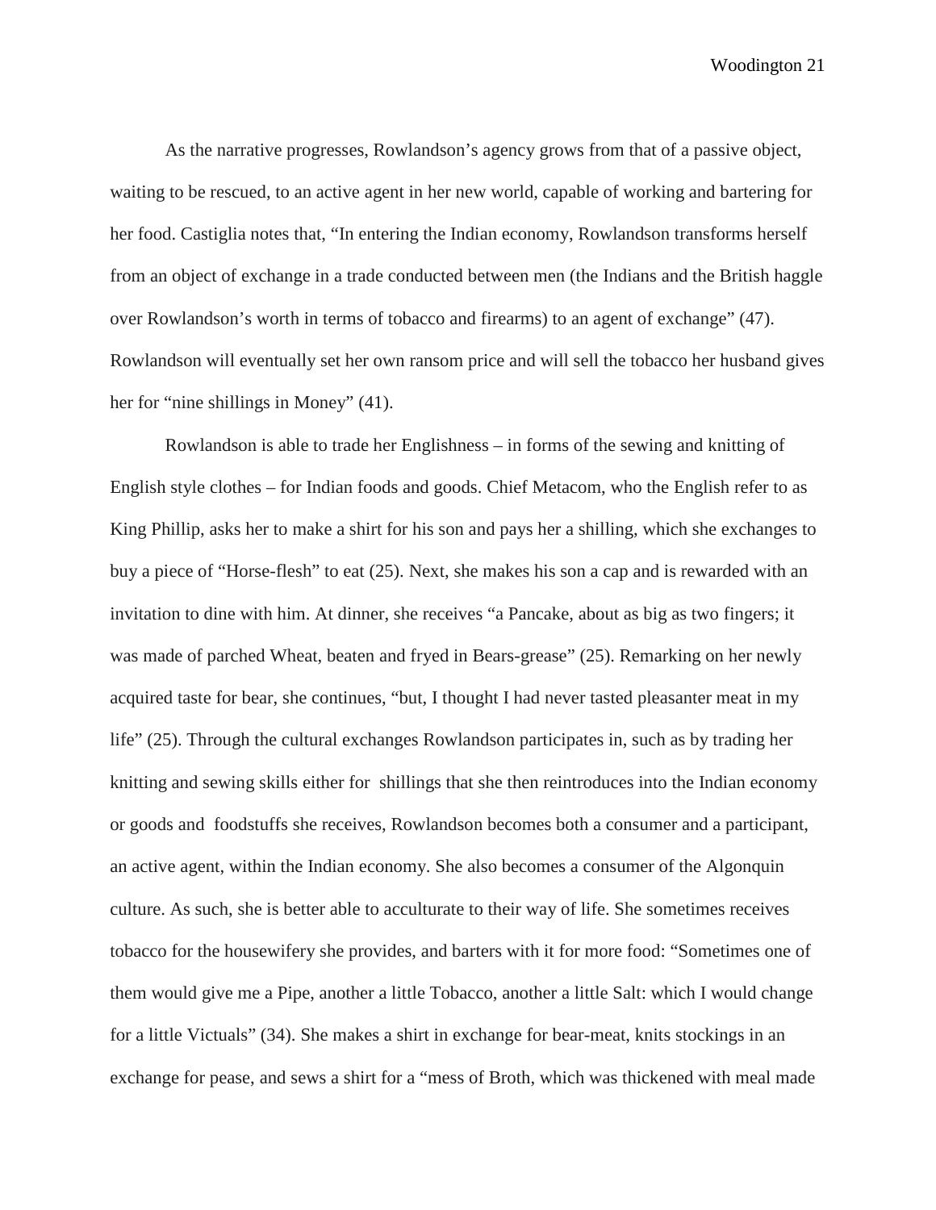As the narrative progresses, Rowlandson's agency grows from that of a passive object, waiting to be rescued, to an active agent in her new world, capable of working and bartering for her food. Castiglia notes that, "In entering the Indian economy, Rowlandson transforms herself from an object of exchange in a trade conducted between men (the Indians and the British haggle over Rowlandson's worth in terms of tobacco and firearms) to an agent of exchange" (47). Rowlandson will eventually set her own ransom price and will sell the tobacco her husband gives her for "nine shillings in Money" (41).

Rowlandson is able to trade her Englishness – in forms of the sewing and knitting of English style clothes – for Indian foods and goods. Chief Metacom, who the English refer to as King Phillip, asks her to make a shirt for his son and pays her a shilling, which she exchanges to buy a piece of "Horse-flesh" to eat (25). Next, she makes his son a cap and is rewarded with an invitation to dine with him. At dinner, she receives "a Pancake, about as big as two fingers; it was made of parched Wheat, beaten and fryed in Bears-grease" (25). Remarking on her newly acquired taste for bear, she continues, "but, I thought I had never tasted pleasanter meat in my life" (25). Through the cultural exchanges Rowlandson participates in, such as by trading her knitting and sewing skills either for shillings that she then reintroduces into the Indian economy or goods and foodstuffs she receives, Rowlandson becomes both a consumer and a participant, an active agent, within the Indian economy. She also becomes a consumer of the Algonquin culture. As such, she is better able to acculturate to their way of life. She sometimes receives tobacco for the housewifery she provides, and barters with it for more food: "Sometimes one of them would give me a Pipe, another a little Tobacco, another a little Salt: which I would change for a little Victuals" (34). She makes a shirt in exchange for bear-meat, knits stockings in an exchange for pease, and sews a shirt for a "mess of Broth, which was thickened with meal made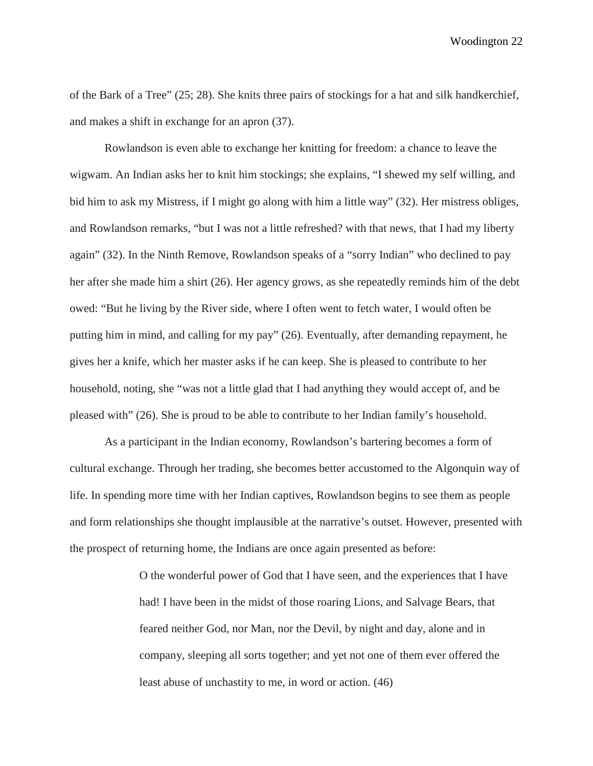of the Bark of a Tree" (25; 28). She knits three pairs of stockings for a hat and silk handkerchief, and makes a shift in exchange for an apron (37).

Rowlandson is even able to exchange her knitting for freedom: a chance to leave the wigwam. An Indian asks her to knit him stockings; she explains, "I shewed my self willing, and bid him to ask my Mistress, if I might go along with him a little way" (32). Her mistress obliges, and Rowlandson remarks, "but I was not a little refreshed? with that news, that I had my liberty again" (32). In the Ninth Remove, Rowlandson speaks of a "sorry Indian" who declined to pay her after she made him a shirt (26). Her agency grows, as she repeatedly reminds him of the debt owed: "But he living by the River side, where I often went to fetch water, I would often be putting him in mind, and calling for my pay" (26). Eventually, after demanding repayment, he gives her a knife, which her master asks if he can keep. She is pleased to contribute to her household, noting, she "was not a little glad that I had anything they would accept of, and be pleased with" (26). She is proud to be able to contribute to her Indian family's household.

As a participant in the Indian economy, Rowlandson's bartering becomes a form of cultural exchange. Through her trading, she becomes better accustomed to the Algonquin way of life. In spending more time with her Indian captives, Rowlandson begins to see them as people and form relationships she thought implausible at the narrative's outset. However, presented with the prospect of returning home, the Indians are once again presented as before:

> O the wonderful power of God that I have seen, and the experiences that I have had! I have been in the midst of those roaring Lions, and Salvage Bears, that feared neither God, nor Man, nor the Devil, by night and day, alone and in company, sleeping all sorts together; and yet not one of them ever offered the least abuse of unchastity to me, in word or action. (46)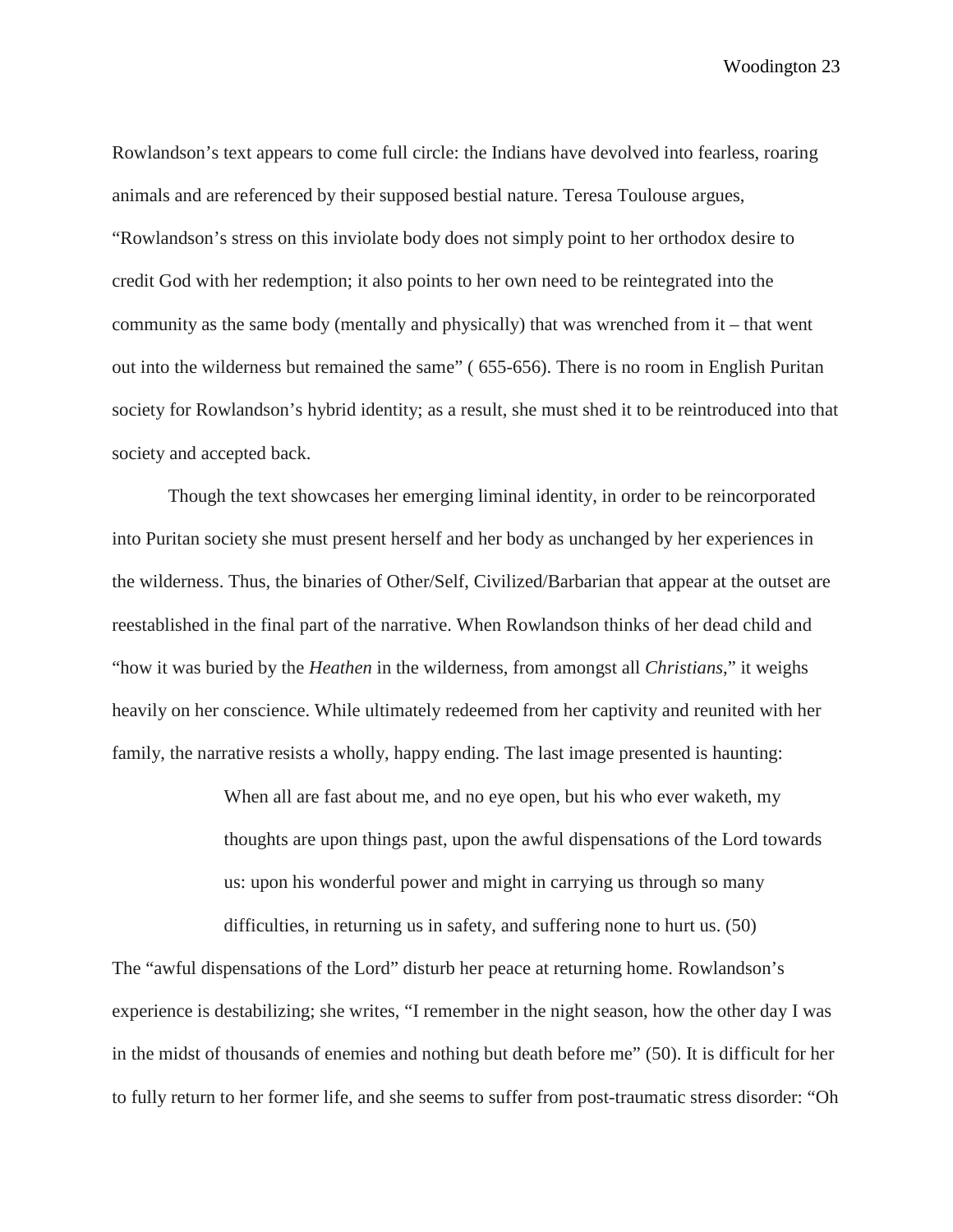Rowlandson's text appears to come full circle: the Indians have devolved into fearless, roaring animals and are referenced by their supposed bestial nature. Teresa Toulouse argues, "Rowlandson's stress on this inviolate body does not simply point to her orthodox desire to credit God with her redemption; it also points to her own need to be reintegrated into the community as the same body (mentally and physically) that was wrenched from it – that went out into the wilderness but remained the same" ( 655-656). There is no room in English Puritan society for Rowlandson's hybrid identity; as a result, she must shed it to be reintroduced into that society and accepted back.

Though the text showcases her emerging liminal identity, in order to be reincorporated into Puritan society she must present herself and her body as unchanged by her experiences in the wilderness. Thus, the binaries of Other/Self, Civilized/Barbarian that appear at the outset are reestablished in the final part of the narrative. When Rowlandson thinks of her dead child and "how it was buried by the *Heathen* in the wilderness, from amongst all *Christians*," it weighs heavily on her conscience. While ultimately redeemed from her captivity and reunited with her family, the narrative resists a wholly, happy ending. The last image presented is haunting:

> When all are fast about me, and no eye open, but his who ever waketh, my thoughts are upon things past, upon the awful dispensations of the Lord towards us: upon his wonderful power and might in carrying us through so many difficulties, in returning us in safety, and suffering none to hurt us. (50)

The "awful dispensations of the Lord" disturb her peace at returning home. Rowlandson's experience is destabilizing; she writes, "I remember in the night season, how the other day I was in the midst of thousands of enemies and nothing but death before me" (50). It is difficult for her to fully return to her former life, and she seems to suffer from post-traumatic stress disorder: "Oh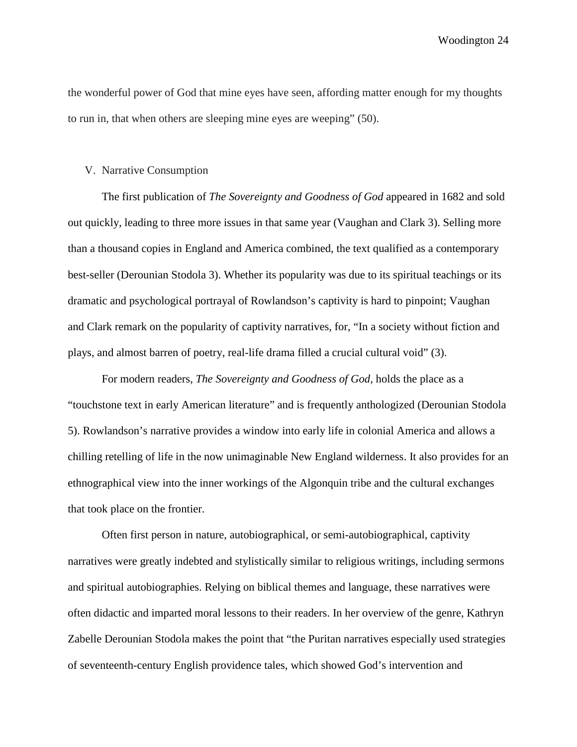the wonderful power of God that mine eyes have seen, affording matter enough for my thoughts to run in, that when others are sleeping mine eyes are weeping" (50).

## V. Narrative Consumption

The first publication of *The Sovereignty and Goodness of God* appeared in 1682 and sold out quickly, leading to three more issues in that same year (Vaughan and Clark 3). Selling more than a thousand copies in England and America combined, the text qualified as a contemporary best-seller (Derounian Stodola 3). Whether its popularity was due to its spiritual teachings or its dramatic and psychological portrayal of Rowlandson's captivity is hard to pinpoint; Vaughan and Clark remark on the popularity of captivity narratives, for, "In a society without fiction and plays, and almost barren of poetry, real-life drama filled a crucial cultural void" (3).

For modern readers, *The Sovereignty and Goodness of God,* holds the place as a "touchstone text in early American literature" and is frequently anthologized (Derounian Stodola 5). Rowlandson's narrative provides a window into early life in colonial America and allows a chilling retelling of life in the now unimaginable New England wilderness. It also provides for an ethnographical view into the inner workings of the Algonquin tribe and the cultural exchanges that took place on the frontier.

Often first person in nature, autobiographical, or semi-autobiographical, captivity narratives were greatly indebted and stylistically similar to religious writings, including sermons and spiritual autobiographies. Relying on biblical themes and language, these narratives were often didactic and imparted moral lessons to their readers. In her overview of the genre, Kathryn Zabelle Derounian Stodola makes the point that "the Puritan narratives especially used strategies of seventeenth-century English providence tales, which showed God's intervention and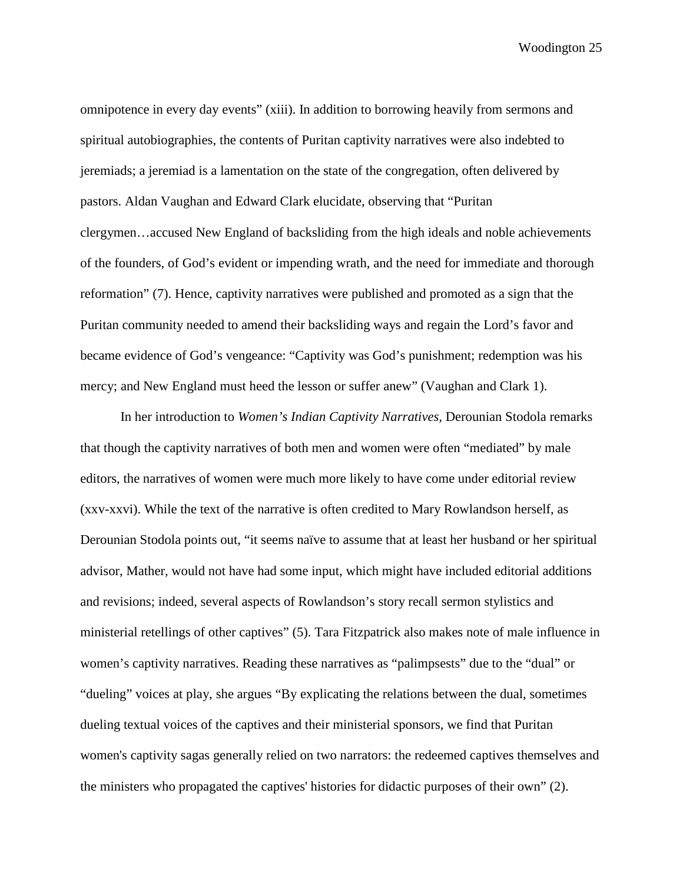omnipotence in every day events" (xiii). In addition to borrowing heavily from sermons and spiritual autobiographies, the contents of Puritan captivity narratives were also indebted to jeremiads; a jeremiad is a lamentation on the state of the congregation, often delivered by pastors. Aldan Vaughan and Edward Clark elucidate, observing that "Puritan clergymen…accused New England of backsliding from the high ideals and noble achievements of the founders, of God's evident or impending wrath, and the need for immediate and thorough reformation" (7). Hence, captivity narratives were published and promoted as a sign that the Puritan community needed to amend their backsliding ways and regain the Lord's favor and became evidence of God's vengeance: "Captivity was God's punishment; redemption was his mercy; and New England must heed the lesson or suffer anew" (Vaughan and Clark 1).

In her introduction to *Women's Indian Captivity Narratives,* Derounian Stodola remarks that though the captivity narratives of both men and women were often "mediated" by male editors, the narratives of women were much more likely to have come under editorial review (xxv-xxvi). While the text of the narrative is often credited to Mary Rowlandson herself, as Derounian Stodola points out, "it seems naïve to assume that at least her husband or her spiritual advisor, Mather, would not have had some input, which might have included editorial additions and revisions; indeed, several aspects of Rowlandson's story recall sermon stylistics and ministerial retellings of other captives" (5). Tara Fitzpatrick also makes note of male influence in women's captivity narratives. Reading these narratives as "palimpsests" due to the "dual" or "dueling" voices at play, she argues "By explicating the relations between the dual, sometimes dueling textual voices of the captives and their ministerial sponsors, we find that Puritan women's captivity sagas generally relied on two narrators: the redeemed captives themselves and the ministers who propagated the captives' histories for didactic purposes of their own" (2).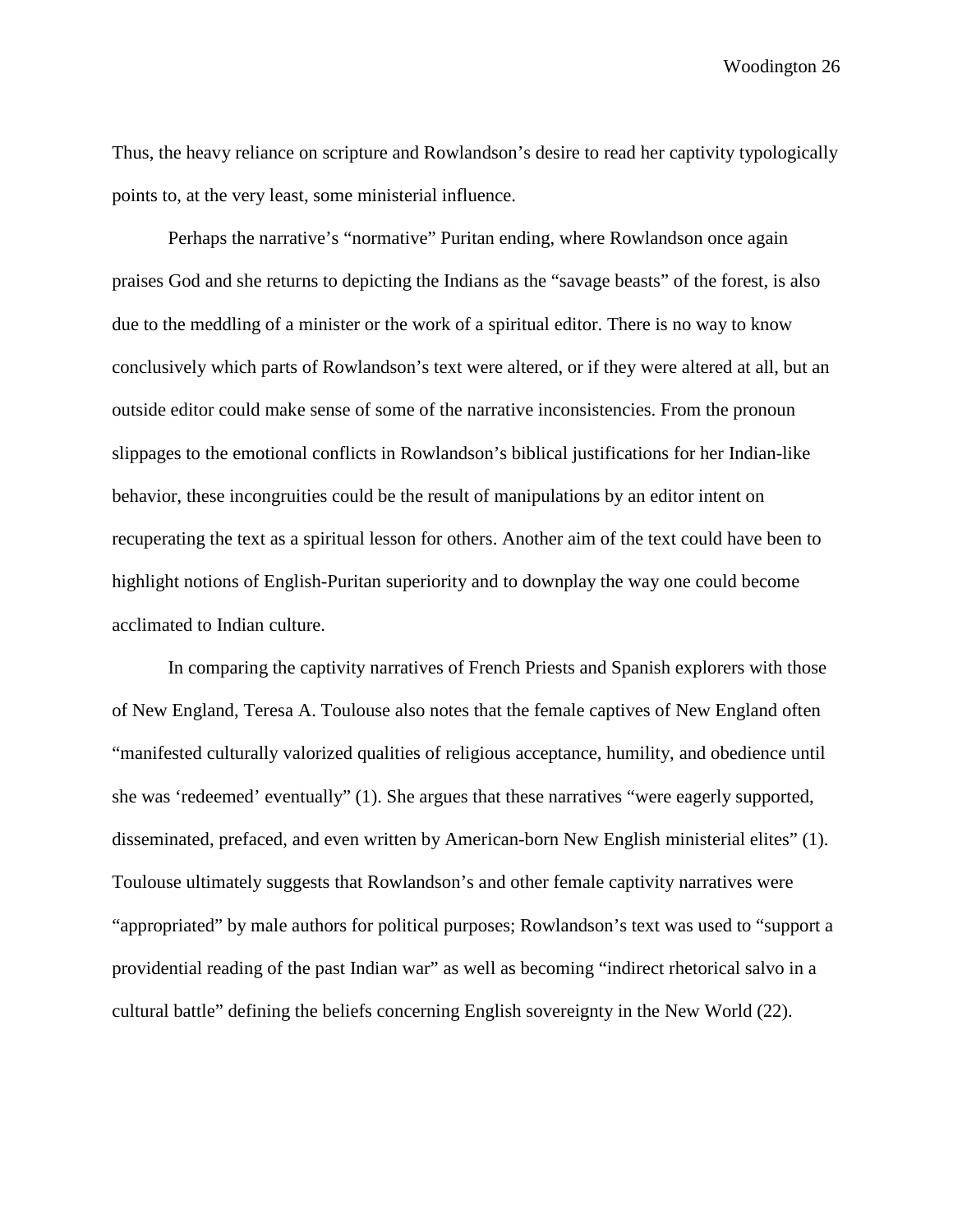Thus, the heavy reliance on scripture and Rowlandson's desire to read her captivity typologically points to, at the very least, some ministerial influence.

Perhaps the narrative's "normative" Puritan ending, where Rowlandson once again praises God and she returns to depicting the Indians as the "savage beasts" of the forest, is also due to the meddling of a minister or the work of a spiritual editor. There is no way to know conclusively which parts of Rowlandson's text were altered, or if they were altered at all, but an outside editor could make sense of some of the narrative inconsistencies. From the pronoun slippages to the emotional conflicts in Rowlandson's biblical justifications for her Indian-like behavior, these incongruities could be the result of manipulations by an editor intent on recuperating the text as a spiritual lesson for others. Another aim of the text could have been to highlight notions of English-Puritan superiority and to downplay the way one could become acclimated to Indian culture.

In comparing the captivity narratives of French Priests and Spanish explorers with those of New England, Teresa A. Toulouse also notes that the female captives of New England often "manifested culturally valorized qualities of religious acceptance, humility, and obedience until she was 'redeemed' eventually" (1). She argues that these narratives "were eagerly supported, disseminated, prefaced, and even written by American-born New English ministerial elites" (1). Toulouse ultimately suggests that Rowlandson's and other female captivity narratives were "appropriated" by male authors for political purposes; Rowlandson's text was used to "support a providential reading of the past Indian war" as well as becoming "indirect rhetorical salvo in a cultural battle" defining the beliefs concerning English sovereignty in the New World (22).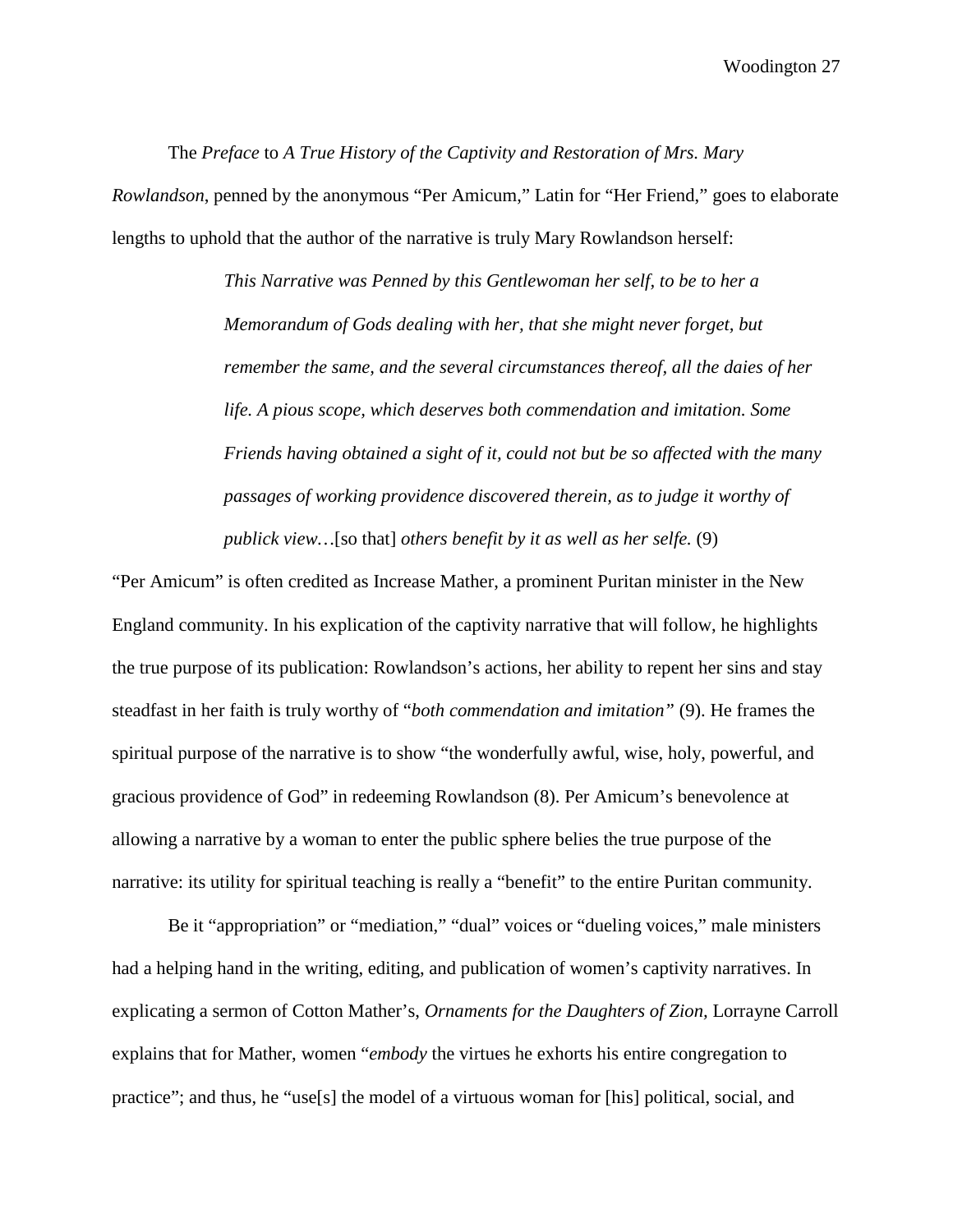The *Preface* to *A True History of the Captivity and Restoration of Mrs. Mary Rowlandson*, penned by the anonymous "Per Amicum," Latin for "Her Friend," goes to elaborate lengths to uphold that the author of the narrative is truly Mary Rowlandson herself:

> *This Narrative was Penned by this Gentlewoman her self, to be to her a Memorandum of Gods dealing with her, that she might never forget, but remember the same, and the several circumstances thereof, all the daies of her life. A pious scope, which deserves both commendation and imitation. Some Friends having obtained a sight of it, could not but be so affected with the many passages of working providence discovered therein, as to judge it worthy of publick view…*[so that] *others benefit by it as well as her selfe.* (9)

"Per Amicum" is often credited as Increase Mather, a prominent Puritan minister in the New England community. In his explication of the captivity narrative that will follow, he highlights the true purpose of its publication: Rowlandson's actions, her ability to repent her sins and stay steadfast in her faith is truly worthy of "*both commendation and imitation"* (9). He frames the spiritual purpose of the narrative is to show "the wonderfully awful, wise, holy, powerful, and gracious providence of God" in redeeming Rowlandson (8). Per Amicum's benevolence at allowing a narrative by a woman to enter the public sphere belies the true purpose of the narrative: its utility for spiritual teaching is really a "benefit" to the entire Puritan community.

Be it "appropriation" or "mediation," "dual" voices or "dueling voices," male ministers had a helping hand in the writing, editing, and publication of women's captivity narratives. In explicating a sermon of Cotton Mather's, *Ornaments for the Daughters of Zion,* Lorrayne Carroll explains that for Mather, women "*embody* the virtues he exhorts his entire congregation to practice"; and thus, he "use[s] the model of a virtuous woman for [his] political, social, and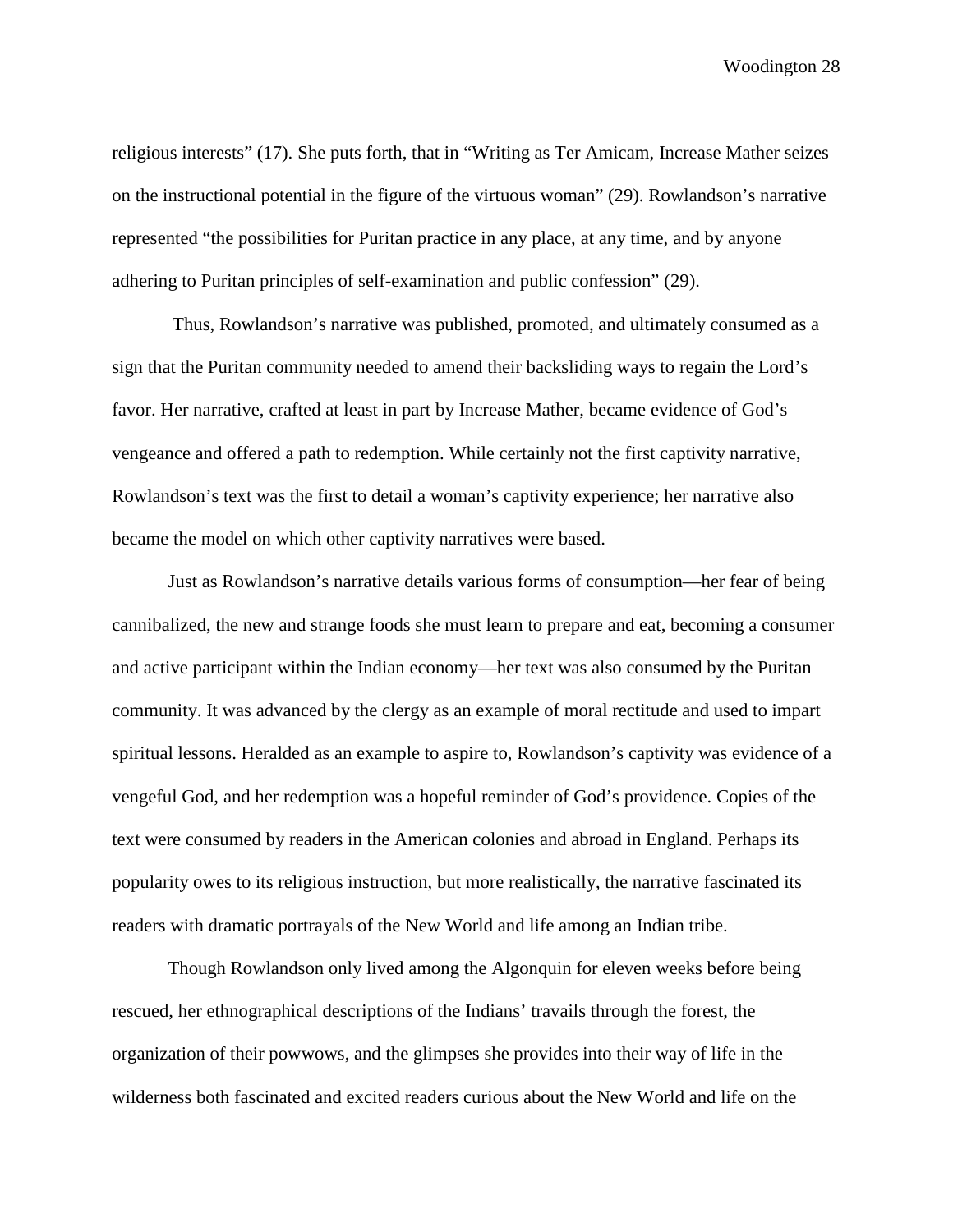religious interests" (17). She puts forth, that in "Writing as Ter Amicam, Increase Mather seizes on the instructional potential in the figure of the virtuous woman" (29). Rowlandson's narrative represented "the possibilities for Puritan practice in any place, at any time, and by anyone adhering to Puritan principles of self-examination and public confession" (29).

Thus, Rowlandson's narrative was published, promoted, and ultimately consumed as a sign that the Puritan community needed to amend their backsliding ways to regain the Lord's favor. Her narrative, crafted at least in part by Increase Mather, became evidence of God's vengeance and offered a path to redemption. While certainly not the first captivity narrative, Rowlandson's text was the first to detail a woman's captivity experience; her narrative also became the model on which other captivity narratives were based.

Just as Rowlandson's narrative details various forms of consumption—her fear of being cannibalized, the new and strange foods she must learn to prepare and eat, becoming a consumer and active participant within the Indian economy—her text was also consumed by the Puritan community. It was advanced by the clergy as an example of moral rectitude and used to impart spiritual lessons. Heralded as an example to aspire to, Rowlandson's captivity was evidence of a vengeful God, and her redemption was a hopeful reminder of God's providence. Copies of the text were consumed by readers in the American colonies and abroad in England. Perhaps its popularity owes to its religious instruction, but more realistically, the narrative fascinated its readers with dramatic portrayals of the New World and life among an Indian tribe.

Though Rowlandson only lived among the Algonquin for eleven weeks before being rescued, her ethnographical descriptions of the Indians' travails through the forest, the organization of their powwows, and the glimpses she provides into their way of life in the wilderness both fascinated and excited readers curious about the New World and life on the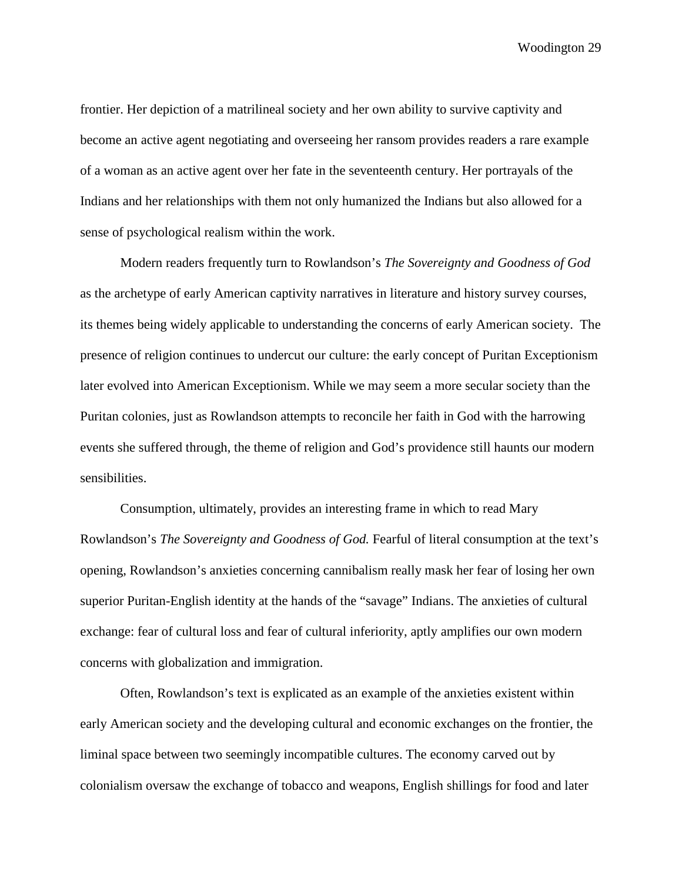frontier. Her depiction of a matrilineal society and her own ability to survive captivity and become an active agent negotiating and overseeing her ransom provides readers a rare example of a woman as an active agent over her fate in the seventeenth century. Her portrayals of the Indians and her relationships with them not only humanized the Indians but also allowed for a sense of psychological realism within the work.

Modern readers frequently turn to Rowlandson's *The Sovereignty and Goodness of God* as the archetype of early American captivity narratives in literature and history survey courses, its themes being widely applicable to understanding the concerns of early American society. The presence of religion continues to undercut our culture: the early concept of Puritan Exceptionism later evolved into American Exceptionism. While we may seem a more secular society than the Puritan colonies, just as Rowlandson attempts to reconcile her faith in God with the harrowing events she suffered through, the theme of religion and God's providence still haunts our modern sensibilities.

Consumption, ultimately, provides an interesting frame in which to read Mary Rowlandson's *The Sovereignty and Goodness of God.* Fearful of literal consumption at the text's opening, Rowlandson's anxieties concerning cannibalism really mask her fear of losing her own superior Puritan-English identity at the hands of the "savage" Indians. The anxieties of cultural exchange: fear of cultural loss and fear of cultural inferiority, aptly amplifies our own modern concerns with globalization and immigration.

Often, Rowlandson's text is explicated as an example of the anxieties existent within early American society and the developing cultural and economic exchanges on the frontier, the liminal space between two seemingly incompatible cultures. The economy carved out by colonialism oversaw the exchange of tobacco and weapons, English shillings for food and later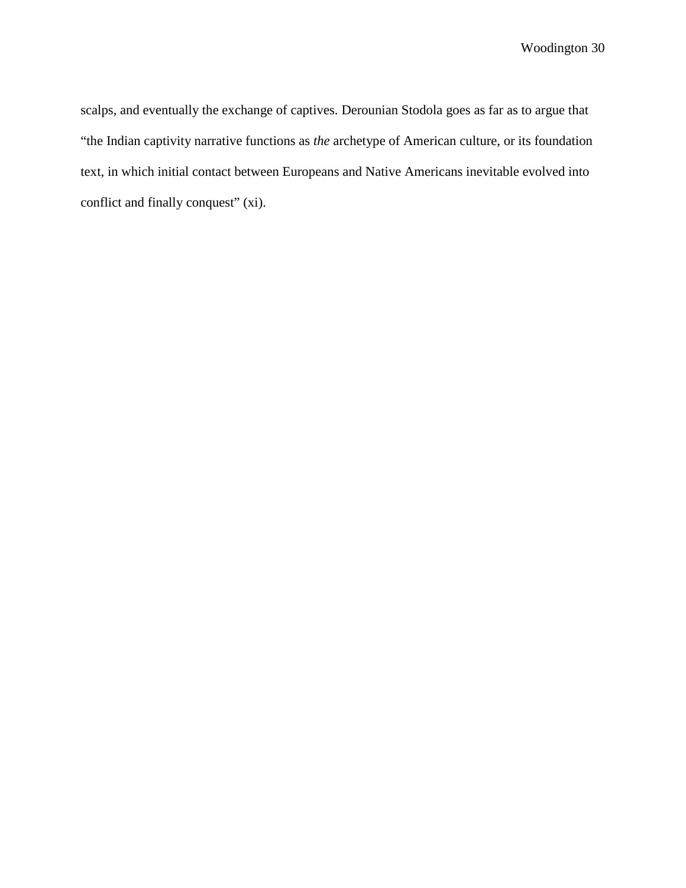scalps, and eventually the exchange of captives. Derounian Stodola goes as far as to argue that "the Indian captivity narrative functions as *the* archetype of American culture, or its foundation text, in which initial contact between Europeans and Native Americans inevitable evolved into conflict and finally conquest" (xi).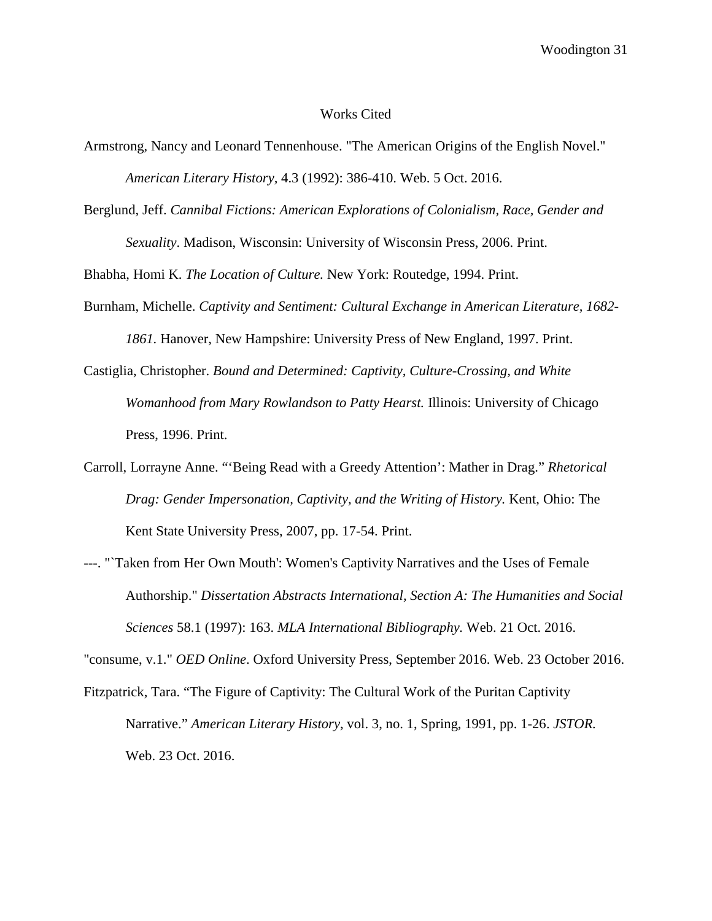# Works Cited

Armstrong, Nancy and Leonard Tennenhouse. "The American Origins of the English Novel." *American Literary History*, 4.3 (1992): 386-410. Web. 5 Oct. 2016.

Berglund, Jeff. *Cannibal Fictions: American Explorations of Colonialism, Race, Gender and Sexuality*. Madison, Wisconsin: University of Wisconsin Press, 2006. Print.

Bhabha, Homi K. *The Location of Culture.* New York: Routedge, 1994. Print.

Burnham, Michelle. *Captivity and Sentiment: Cultural Exchange in American Literature, 1682-1861.* Hanover, New Hampshire: University Press of New England, 1997. Print.

Castiglia, Christopher. *Bound and Determined: Captivity, Culture-Crossing, and White Womanhood from Mary Rowlandson to Patty Hearst.* Illinois: University of Chicago Press, 1996. Print.

Carroll, Lorrayne Anne. "'Being Read with a Greedy Attention': Mather in Drag." *Rhetorical Drag: Gender Impersonation, Captivity, and the Writing of History.* Kent, Ohio: The Kent State University Press, 2007, pp. 17-54. Print.

---. "`Taken from Her Own Mouth': Women's Captivity Narratives and the Uses of Female Authorship." *Dissertation Abstracts International, Section A: The Humanities and Social Sciences* 58.1 (1997): 163. *MLA International Bibliography.* Web. 21 Oct. 2016.

"consume, v.1." *OED Online*. Oxford University Press, September 2016. Web. 23 October 2016.

Fitzpatrick, Tara. "The Figure of Captivity: The Cultural Work of the Puritan Captivity Narrative." *American Literary History*, vol. 3, no. 1, Spring, 1991, pp. 1-26. *JSTOR.* Web. 23 Oct. 2016.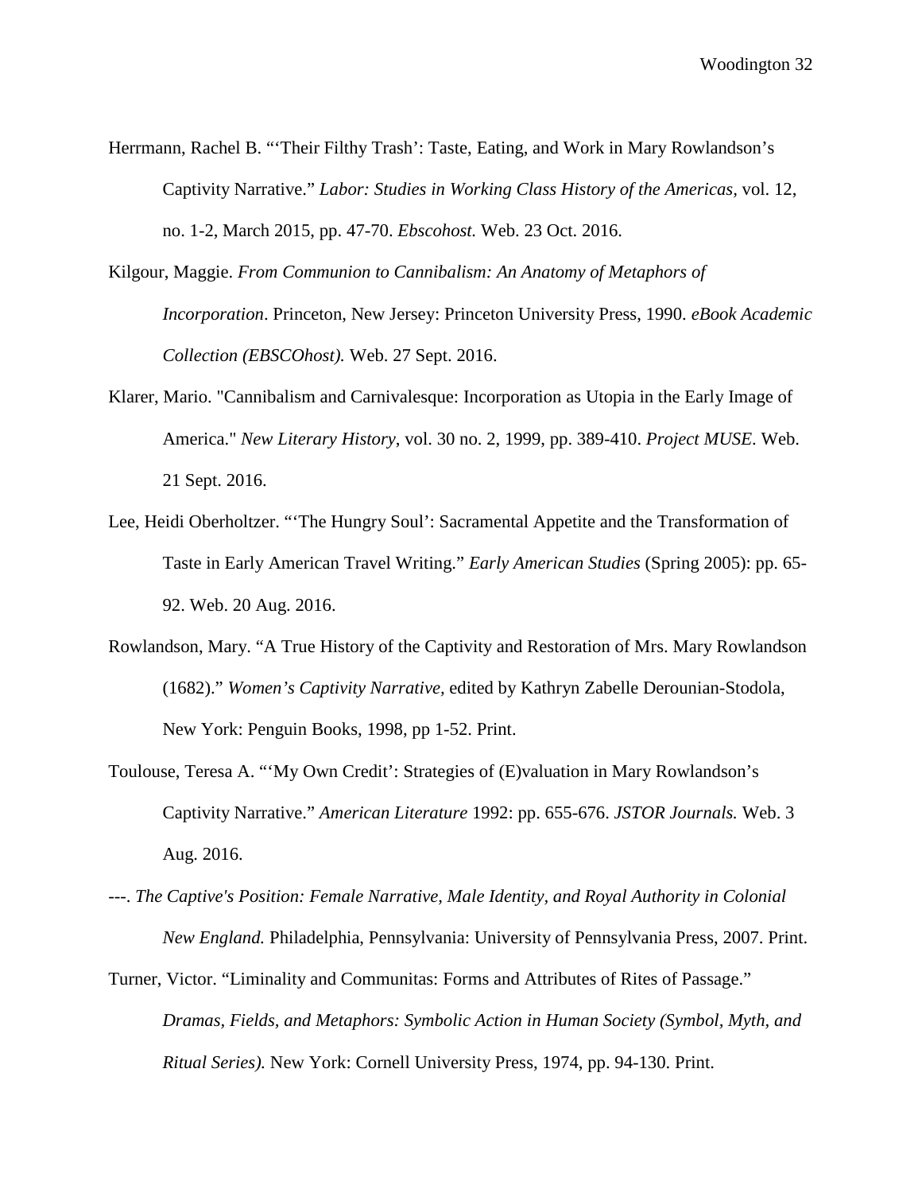Herrmann, Rachel B. "'Their Filthy Trash': Taste, Eating, and Work in Mary Rowlandson's Captivity Narrative." *Labor: Studies in Working Class History of the Americas,* vol. 12, no. 1-2, March 2015, pp. 47-70. *Ebscohost.* Web. 23 Oct. 2016.

Kilgour, Maggie. *From Communion to Cannibalism: An Anatomy of Metaphors of Incorporation*. Princeton, New Jersey: Princeton University Press, 1990. *eBook Academic Collection (EBSCOhost).* Web. 27 Sept. 2016.

Klarer, Mario. "Cannibalism and Carnivalesque: Incorporation as Utopia in the Early Image of America." *New Literary History*, vol. 30 no. 2, 1999, pp. 389-410. *Project MUSE*. Web. 21 Sept. 2016.

Lee, Heidi Oberholtzer. "'The Hungry Soul': Sacramental Appetite and the Transformation of Taste in Early American Travel Writing." *Early American Studies* (Spring 2005): pp. 65-92. Web. 20 Aug. 2016.

Rowlandson, Mary. "A True History of the Captivity and Restoration of Mrs. Mary Rowlandson (1682)." *Women's Captivity Narrative,* edited by Kathryn Zabelle Derounian-Stodola, New York: Penguin Books, 1998, pp 1-52. Print.

Toulouse, Teresa A. "'My Own Credit': Strategies of (E)valuation in Mary Rowlandson's Captivity Narrative." *American Literature* 1992: pp. 655-676. *JSTOR Journals.* Web. 3 Aug. 2016.

---. *The Captive's Position: Female Narrative, Male Identity, and Royal Authority in Colonial New England.* Philadelphia, Pennsylvania: University of Pennsylvania Press, 2007. Print.

Turner, Victor. "Liminality and Communitas: Forms and Attributes of Rites of Passage." *Dramas, Fields, and Metaphors: Symbolic Action in Human Society (Symbol, Myth, and Ritual Series).* New York: Cornell University Press, 1974, pp. 94-130. Print.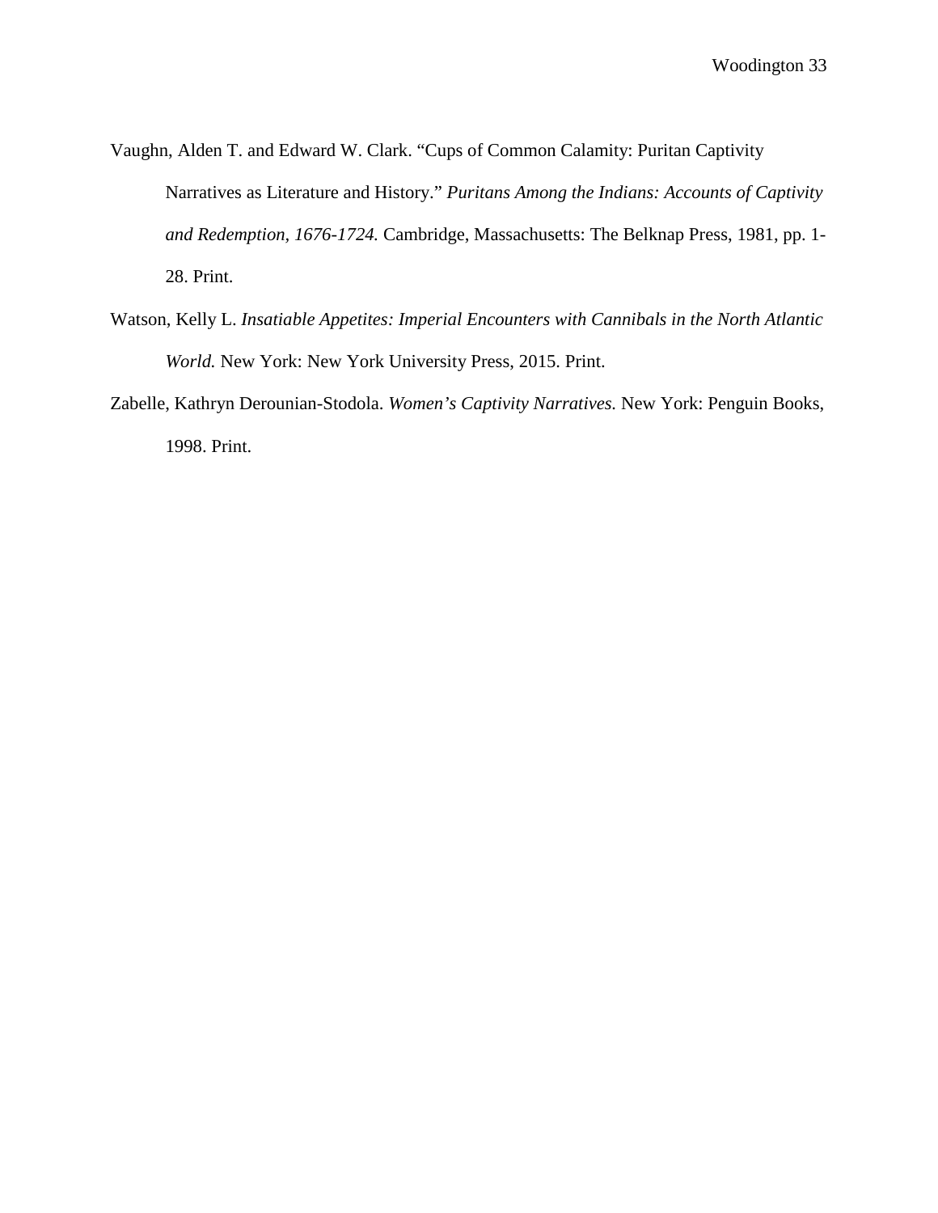Vaughn, Alden T. and Edward W. Clark. "Cups of Common Calamity: Puritan Captivity Narratives as Literature and History." *Puritans Among the Indians: Accounts of Captivity and Redemption, 1676-1724.* Cambridge, Massachusetts: The Belknap Press, 1981, pp. 1-28. Print.

Watson, Kelly L. *Insatiable Appetites: Imperial Encounters with Cannibals in the North Atlantic World.* New York: New York University Press, 2015. Print.

Zabelle, Kathryn Derounian-Stodola. *Women's Captivity Narratives.* New York: Penguin Books, 1998. Print.